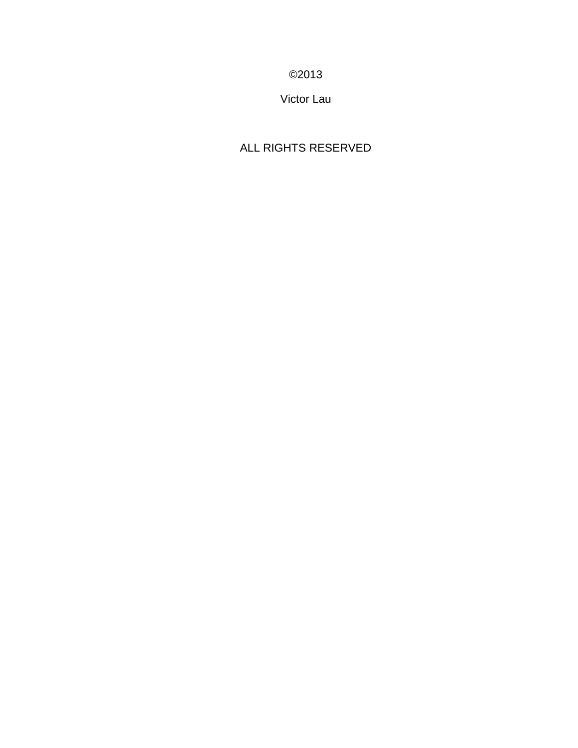©2013

Victor Lau

ALL RIGHTS RESERVED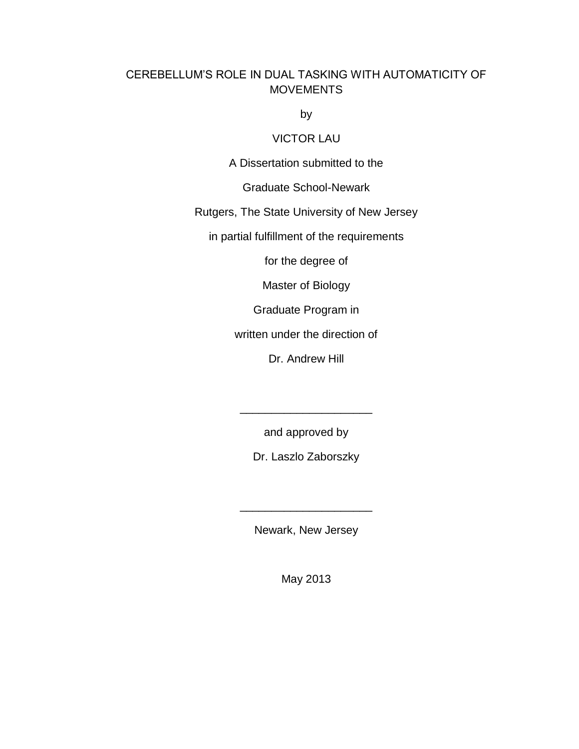# CEREBELLUM'S ROLE IN DUAL TASKING WITH AUTOMATICITY OF MOVEMENTS

by

VICTOR LAU

A Dissertation submitted to the

Graduate School-Newark

Rutgers, The State University of New Jersey

in partial fulfillment of the requirements

for the degree of

Master of Biology

Graduate Program in

written under the direction of

Dr. Andrew Hill

____________________

and approved by

Dr. Laszlo Zaborszky

____________________

Newark, New Jersey

May 2013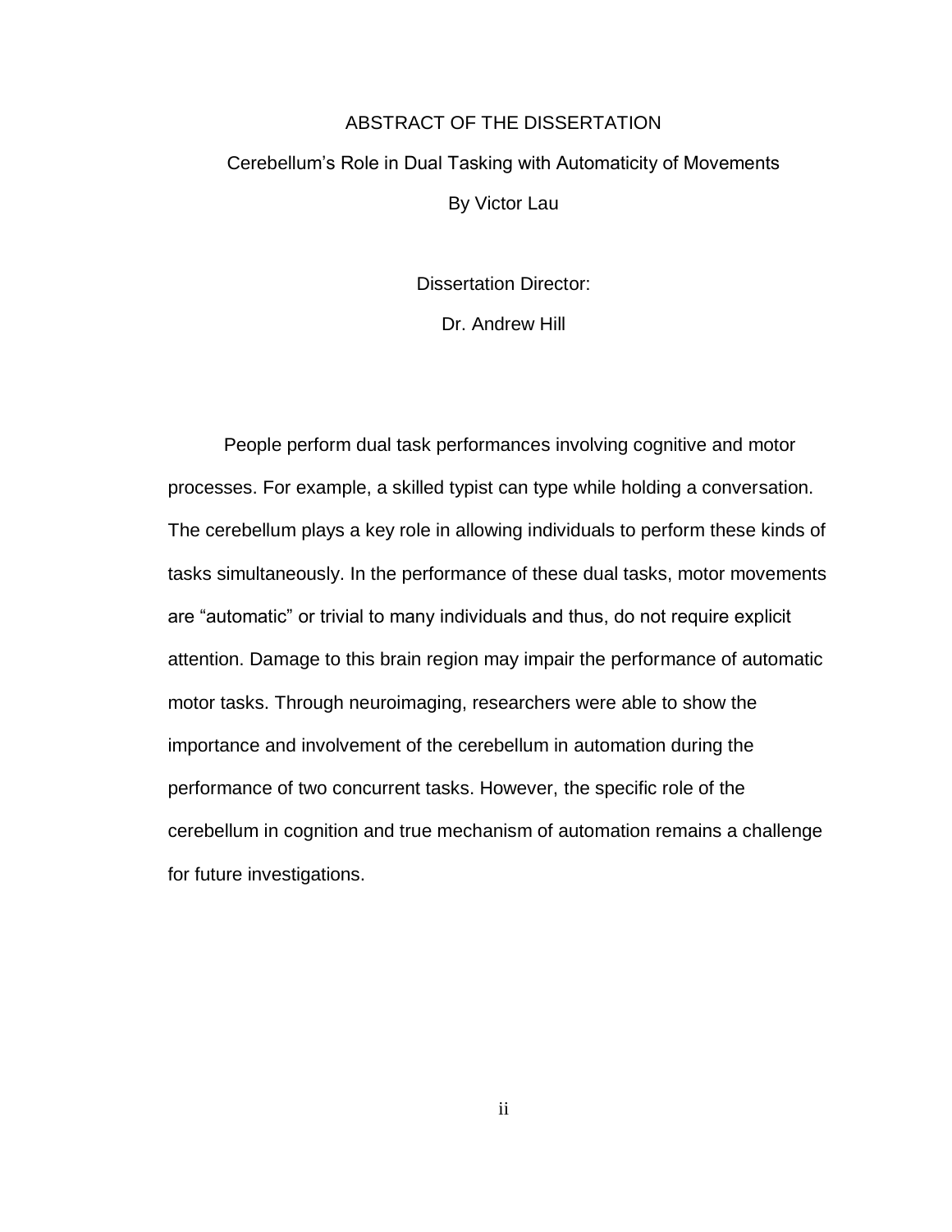# ABSTRACT OF THE DISSERTATION

## Cerebellum's Role in Dual Tasking with Automaticity of Movements

By Victor Lau

Dissertation Director:

Dr. Andrew Hill

People perform dual task performances involving cognitive and motor processes. For example, a skilled typist can type while holding a conversation. The cerebellum plays a key role in allowing individuals to perform these kinds of tasks simultaneously. In the performance of these dual tasks, motor movements are "automatic" or trivial to many individuals and thus, do not require explicit attention. Damage to this brain region may impair the performance of automatic motor tasks. Through neuroimaging, researchers were able to show the importance and involvement of the cerebellum in automation during the performance of two concurrent tasks. However, the specific role of the cerebellum in cognition and true mechanism of automation remains a challenge for future investigations.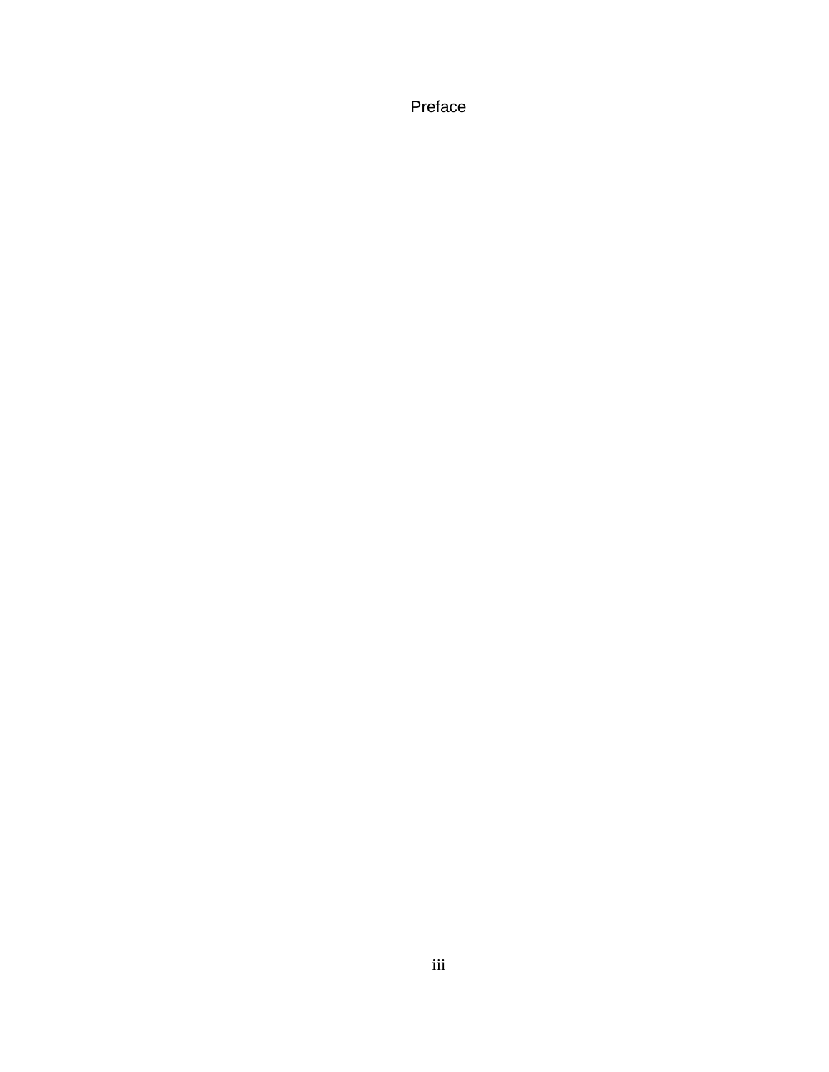# Preface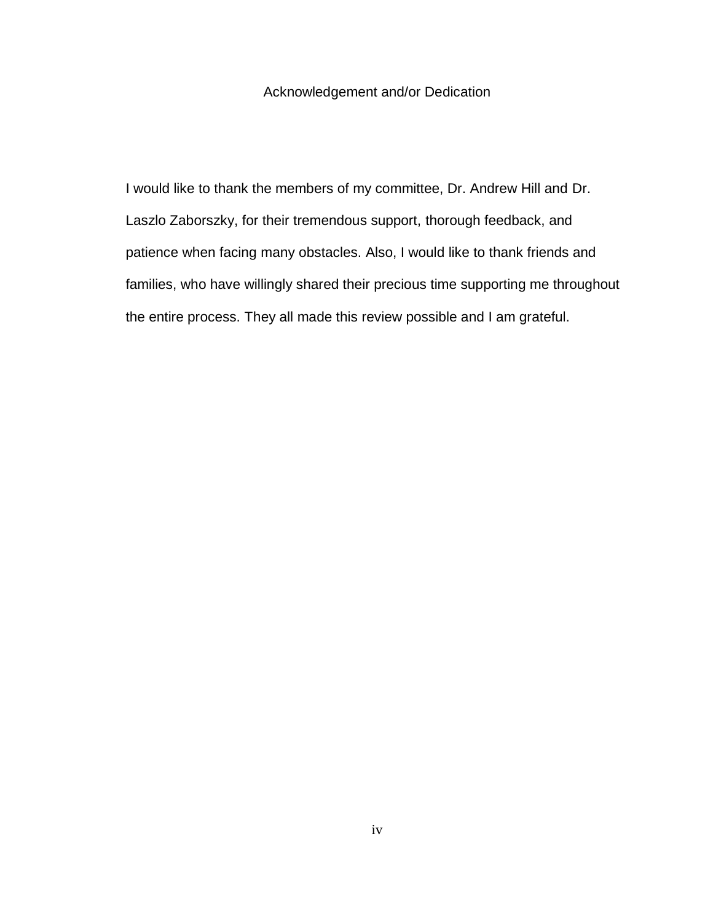# Acknowledgement and/or Dedication

I would like to thank the members of my committee, Dr. Andrew Hill and Dr. Laszlo Zaborszky, for their tremendous support, thorough feedback, and patience when facing many obstacles. Also, I would like to thank friends and families, who have willingly shared their precious time supporting me throughout the entire process. They all made this review possible and I am grateful.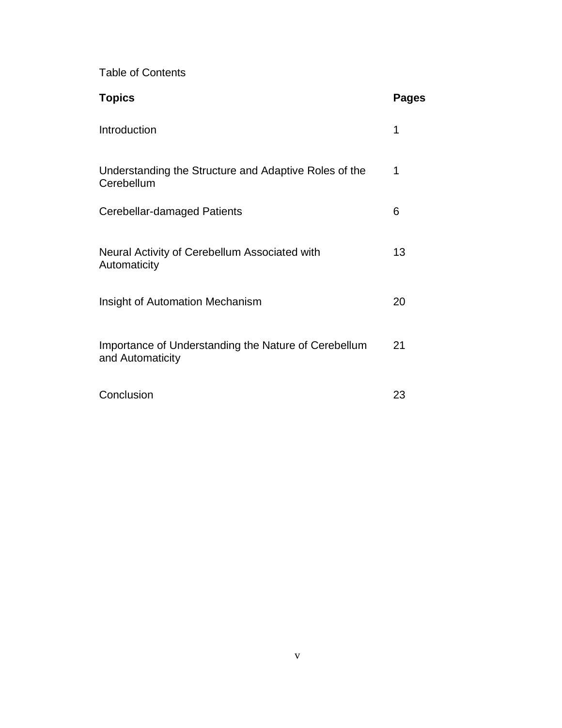Table of Contents

| **Topics** | **Pages** |
| --- | --- |
| Introduction | 1 |
| Understanding the Structure and Adaptive Roles of the Cerebellum | 1 |
| Cerebellar-damaged Patients | 6 |
| Neural Activity of Cerebellum Associated with Automaticity | 13 |
| Insight of Automation Mechanism | 20 |
| Importance of Understanding the Nature of Cerebellum and Automaticity | 21 |
| Conclusion | 23 |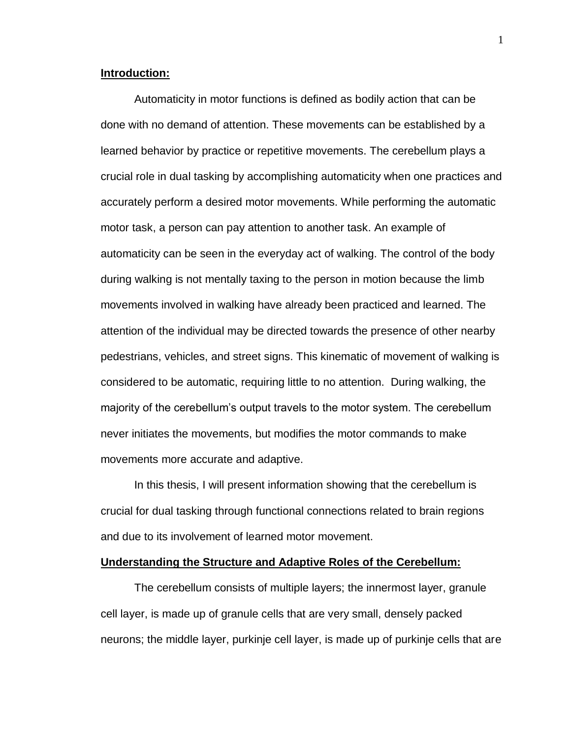**Introduction:**

Automaticity in motor functions is defined as bodily action that can be done with no demand of attention. These movements can be established by a learned behavior by practice or repetitive movements. The cerebellum plays a crucial role in dual tasking by accomplishing automaticity when one practices and accurately perform a desired motor movements. While performing the automatic motor task, a person can pay attention to another task. An example of automaticity can be seen in the everyday act of walking. The control of the body during walking is not mentally taxing to the person in motion because the limb movements involved in walking have already been practiced and learned. The attention of the individual may be directed towards the presence of other nearby pedestrians, vehicles, and street signs. This kinematic of movement of walking is considered to be automatic, requiring little to no attention. During walking, the majority of the cerebellum's output travels to the motor system. The cerebellum never initiates the movements, but modifies the motor commands to make movements more accurate and adaptive.

In this thesis, I will present information showing that the cerebellum is crucial for dual tasking through functional connections related to brain regions and due to its involvement of learned motor movement.

**Understanding the Structure and Adaptive Roles of the Cerebellum:**

The cerebellum consists of multiple layers; the innermost layer, granule cell layer, is made up of granule cells that are very small, densely packed neurons; the middle layer, purkinje cell layer, is made up of purkinje cells that are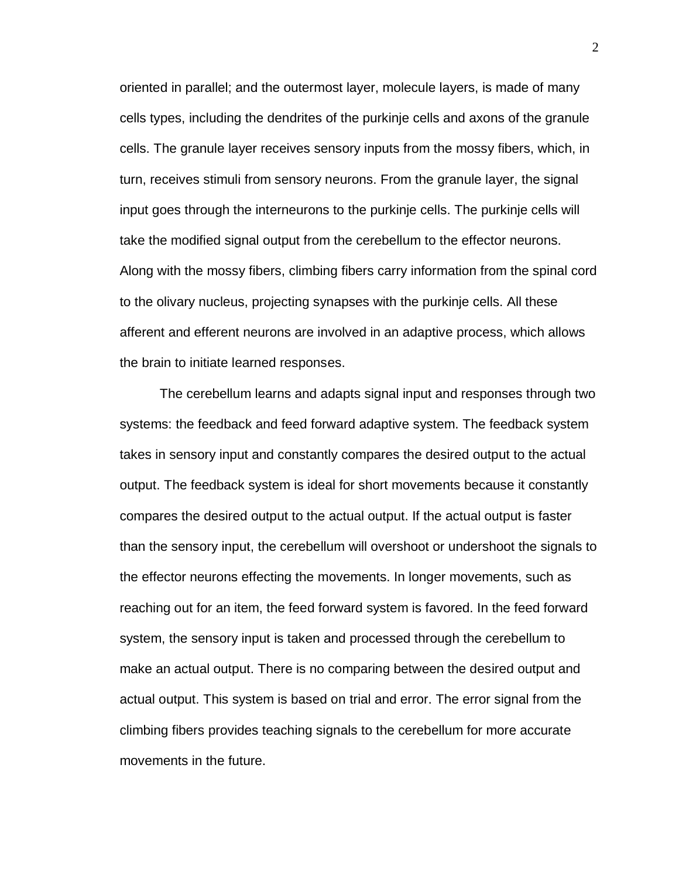oriented in parallel; and the outermost layer, molecule layers, is made of many cells types, including the dendrites of the purkinje cells and axons of the granule cells. The granule layer receives sensory inputs from the mossy fibers, which, in turn, receives stimuli from sensory neurons. From the granule layer, the signal input goes through the interneurons to the purkinje cells. The purkinje cells will take the modified signal output from the cerebellum to the effector neurons. Along with the mossy fibers, climbing fibers carry information from the spinal cord to the olivary nucleus, projecting synapses with the purkinje cells. All these afferent and efferent neurons are involved in an adaptive process, which allows the brain to initiate learned responses.

The cerebellum learns and adapts signal input and responses through two systems: the feedback and feed forward adaptive system. The feedback system takes in sensory input and constantly compares the desired output to the actual output. The feedback system is ideal for short movements because it constantly compares the desired output to the actual output. If the actual output is faster than the sensory input, the cerebellum will overshoot or undershoot the signals to the effector neurons effecting the movements. In longer movements, such as reaching out for an item, the feed forward system is favored. In the feed forward system, the sensory input is taken and processed through the cerebellum to make an actual output. There is no comparing between the desired output and actual output. This system is based on trial and error. The error signal from the climbing fibers provides teaching signals to the cerebellum for more accurate movements in the future.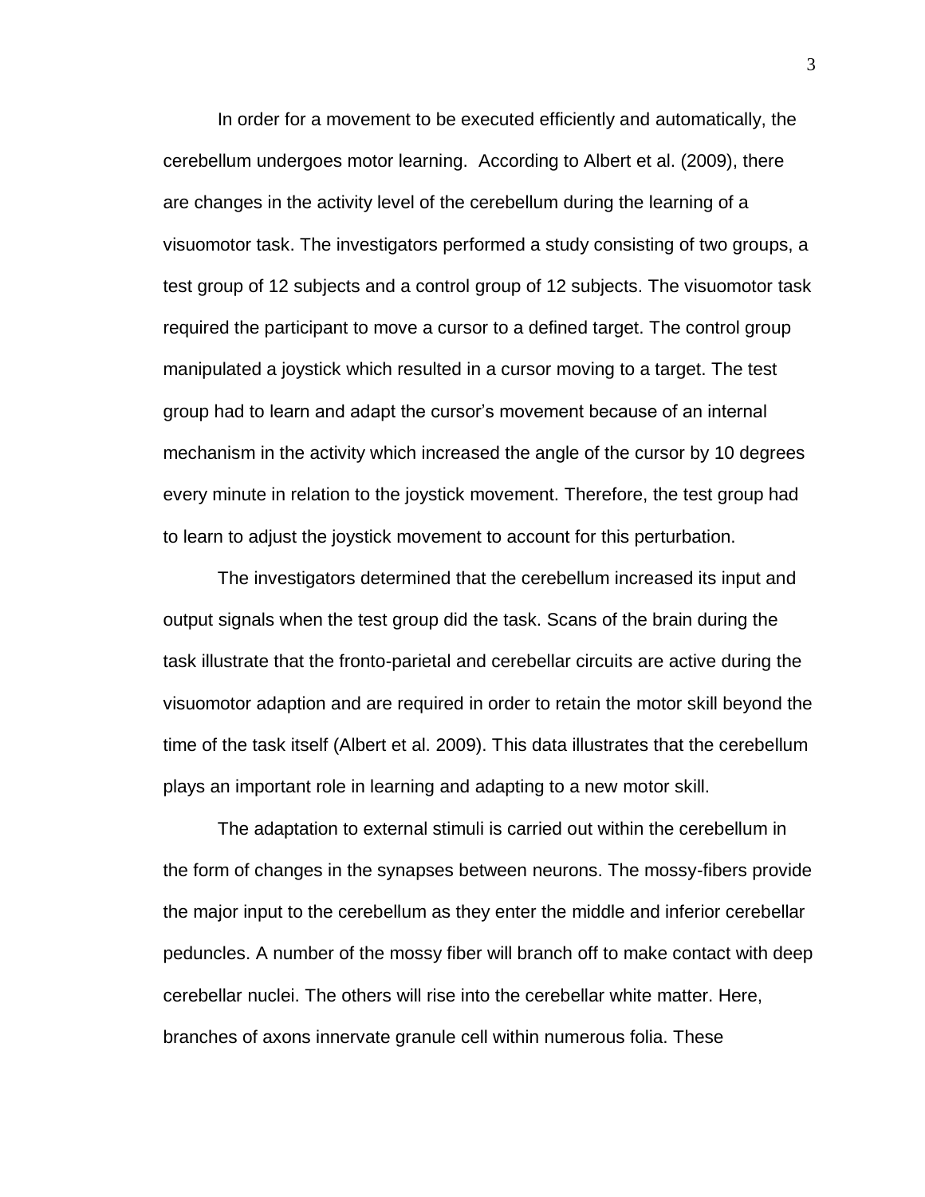In order for a movement to be executed efficiently and automatically, the cerebellum undergoes motor learning. According to Albert et al. (2009), there are changes in the activity level of the cerebellum during the learning of a visuomotor task. The investigators performed a study consisting of two groups, a test group of 12 subjects and a control group of 12 subjects. The visuomotor task required the participant to move a cursor to a defined target. The control group manipulated a joystick which resulted in a cursor moving to a target. The test group had to learn and adapt the cursor's movement because of an internal mechanism in the activity which increased the angle of the cursor by 10 degrees every minute in relation to the joystick movement. Therefore, the test group had to learn to adjust the joystick movement to account for this perturbation.

The investigators determined that the cerebellum increased its input and output signals when the test group did the task. Scans of the brain during the task illustrate that the fronto-parietal and cerebellar circuits are active during the visuomotor adaption and are required in order to retain the motor skill beyond the time of the task itself (Albert et al. 2009). This data illustrates that the cerebellum plays an important role in learning and adapting to a new motor skill.

The adaptation to external stimuli is carried out within the cerebellum in the form of changes in the synapses between neurons. The mossy-fibers provide the major input to the cerebellum as they enter the middle and inferior cerebellar peduncles. A number of the mossy fiber will branch off to make contact with deep cerebellar nuclei. The others will rise into the cerebellar white matter. Here, branches of axons innervate granule cell within numerous folia. These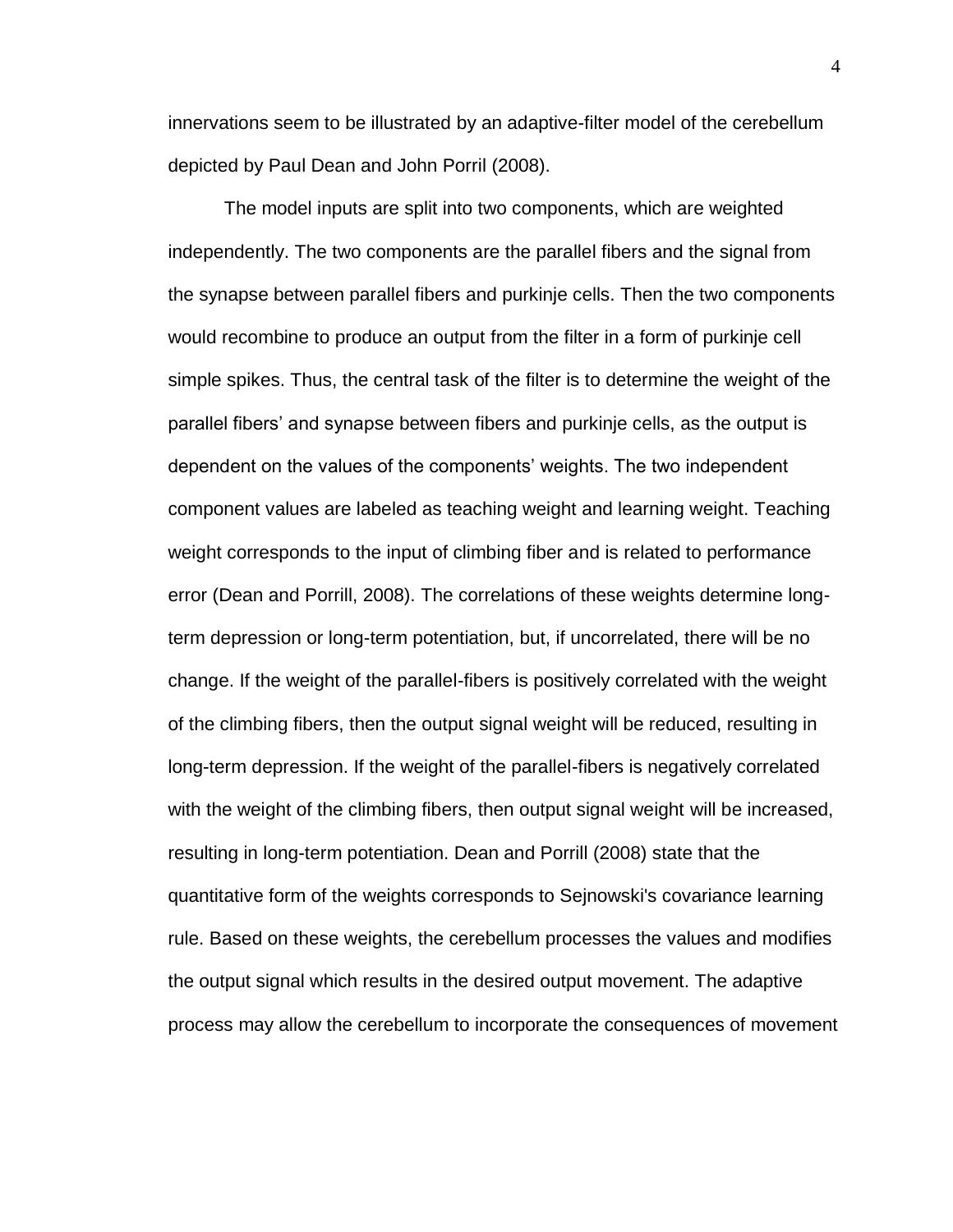innervations seem to be illustrated by an adaptive-filter model of the cerebellum depicted by Paul Dean and John Porril (2008).

The model inputs are split into two components, which are weighted independently. The two components are the parallel fibers and the signal from the synapse between parallel fibers and purkinje cells. Then the two components would recombine to produce an output from the filter in a form of purkinje cell simple spikes. Thus, the central task of the filter is to determine the weight of the parallel fibers' and synapse between fibers and purkinje cells, as the output is dependent on the values of the components' weights. The two independent component values are labeled as teaching weight and learning weight. Teaching weight corresponds to the input of climbing fiber and is related to performance error (Dean and Porrill, 2008). The correlations of these weights determine long-term depression or long-term potentiation, but, if uncorrelated, there will be no change. If the weight of the parallel-fibers is positively correlated with the weight of the climbing fibers, then the output signal weight will be reduced, resulting in long-term depression. If the weight of the parallel-fibers is negatively correlated with the weight of the climbing fibers, then output signal weight will be increased, resulting in long-term potentiation. Dean and Porrill (2008) state that the quantitative form of the weights corresponds to Sejnowski's covariance learning rule. Based on these weights, the cerebellum processes the values and modifies the output signal which results in the desired output movement. The adaptive process may allow the cerebellum to incorporate the consequences of movement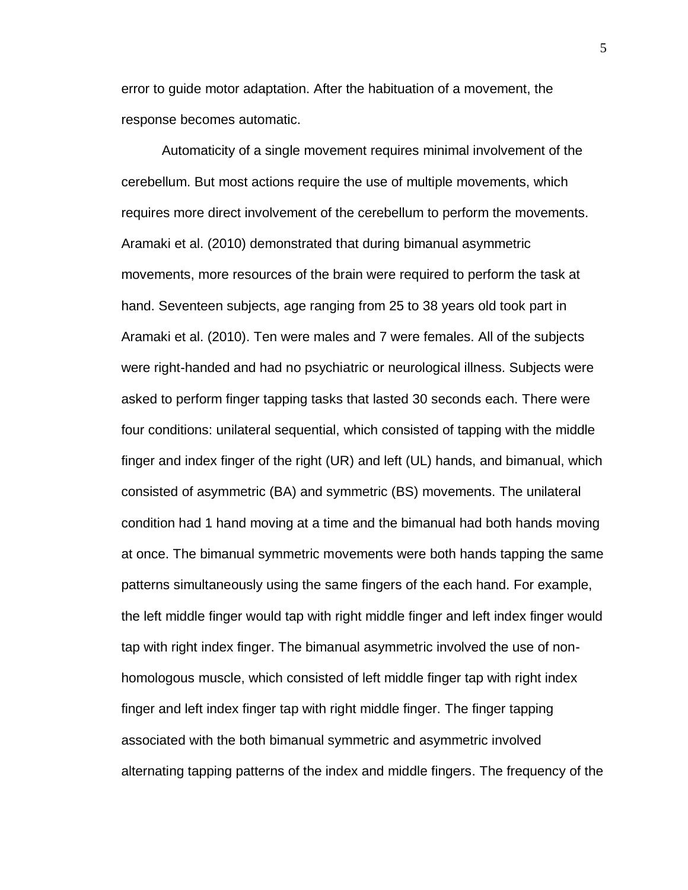error to guide motor adaptation. After the habituation of a movement, the response becomes automatic.

Automaticity of a single movement requires minimal involvement of the cerebellum. But most actions require the use of multiple movements, which requires more direct involvement of the cerebellum to perform the movements. Aramaki et al. (2010) demonstrated that during bimanual asymmetric movements, more resources of the brain were required to perform the task at hand. Seventeen subjects, age ranging from 25 to 38 years old took part in Aramaki et al. (2010). Ten were males and 7 were females. All of the subjects were right-handed and had no psychiatric or neurological illness. Subjects were asked to perform finger tapping tasks that lasted 30 seconds each. There were four conditions: unilateral sequential, which consisted of tapping with the middle finger and index finger of the right (UR) and left (UL) hands, and bimanual, which consisted of asymmetric (BA) and symmetric (BS) movements. The unilateral condition had 1 hand moving at a time and the bimanual had both hands moving at once. The bimanual symmetric movements were both hands tapping the same patterns simultaneously using the same fingers of the each hand. For example, the left middle finger would tap with right middle finger and left index finger would tap with right index finger. The bimanual asymmetric involved the use of non-homologous muscle, which consisted of left middle finger tap with right index finger and left index finger tap with right middle finger. The finger tapping associated with the both bimanual symmetric and asymmetric involved alternating tapping patterns of the index and middle fingers. The frequency of the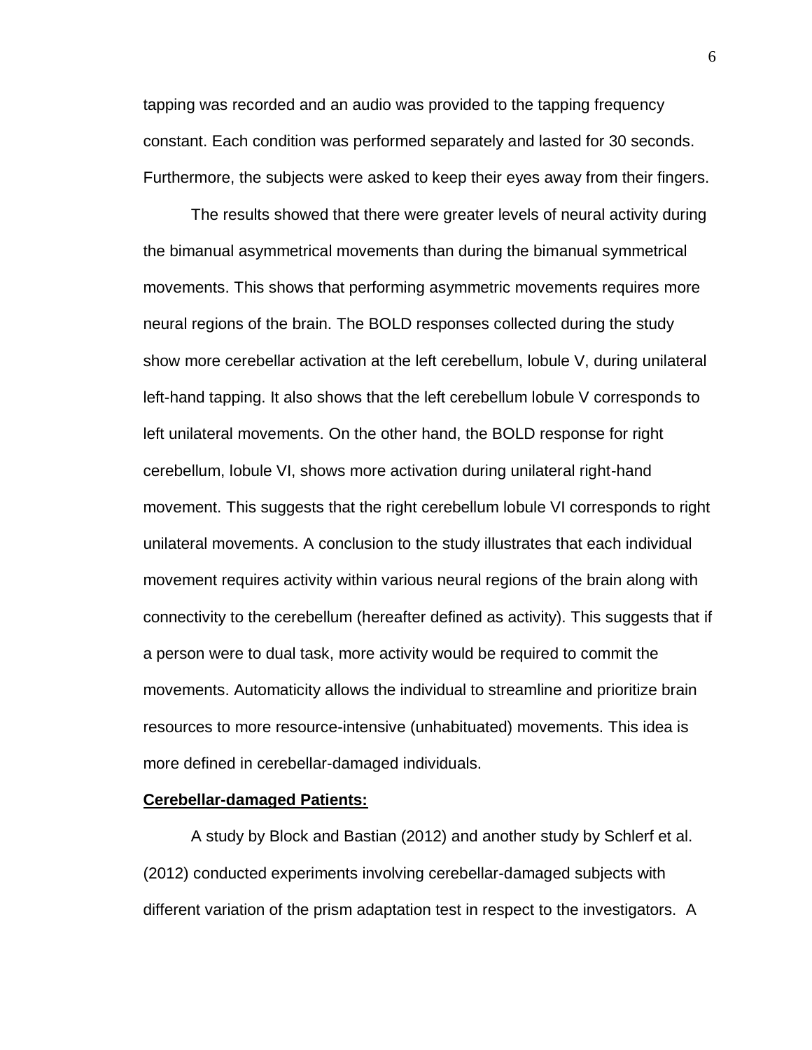tapping was recorded and an audio was provided to the tapping frequency constant. Each condition was performed separately and lasted for 30 seconds. Furthermore, the subjects were asked to keep their eyes away from their fingers.

The results showed that there were greater levels of neural activity during the bimanual asymmetrical movements than during the bimanual symmetrical movements. This shows that performing asymmetric movements requires more neural regions of the brain. The BOLD responses collected during the study show more cerebellar activation at the left cerebellum, lobule V, during unilateral left-hand tapping. It also shows that the left cerebellum lobule V corresponds to left unilateral movements. On the other hand, the BOLD response for right cerebellum, lobule VI, shows more activation during unilateral right-hand movement. This suggests that the right cerebellum lobule VI corresponds to right unilateral movements. A conclusion to the study illustrates that each individual movement requires activity within various neural regions of the brain along with connectivity to the cerebellum (hereafter defined as activity). This suggests that if a person were to dual task, more activity would be required to commit the movements. Automaticity allows the individual to streamline and prioritize brain resources to more resource-intensive (unhabituated) movements. This idea is more defined in cerebellar-damaged individuals.

**Cerebellar-damaged Patients:**

A study by Block and Bastian (2012) and another study by Schlerf et al. (2012) conducted experiments involving cerebellar-damaged subjects with different variation of the prism adaptation test in respect to the investigators. A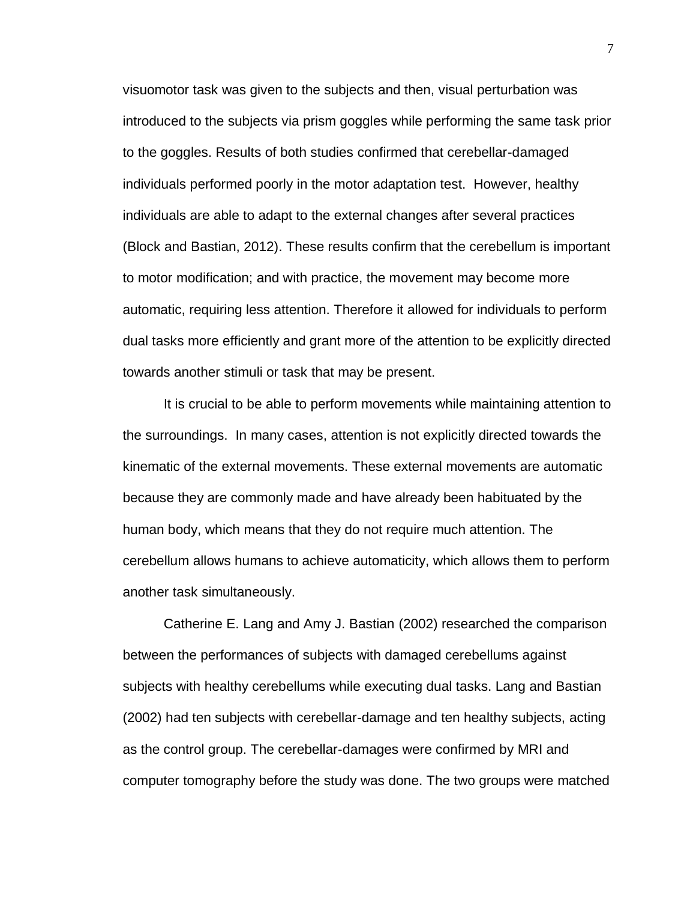visuomotor task was given to the subjects and then, visual perturbation was introduced to the subjects via prism goggles while performing the same task prior to the goggles. Results of both studies confirmed that cerebellar-damaged individuals performed poorly in the motor adaptation test. However, healthy individuals are able to adapt to the external changes after several practices (Block and Bastian, 2012). These results confirm that the cerebellum is important to motor modification; and with practice, the movement may become more automatic, requiring less attention. Therefore it allowed for individuals to perform dual tasks more efficiently and grant more of the attention to be explicitly directed towards another stimuli or task that may be present.

It is crucial to be able to perform movements while maintaining attention to the surroundings. In many cases, attention is not explicitly directed towards the kinematic of the external movements. These external movements are automatic because they are commonly made and have already been habituated by the human body, which means that they do not require much attention. The cerebellum allows humans to achieve automaticity, which allows them to perform another task simultaneously.

Catherine E. Lang and Amy J. Bastian (2002) researched the comparison between the performances of subjects with damaged cerebellums against subjects with healthy cerebellums while executing dual tasks. Lang and Bastian (2002) had ten subjects with cerebellar-damage and ten healthy subjects, acting as the control group. The cerebellar-damages were confirmed by MRI and computer tomography before the study was done. The two groups were matched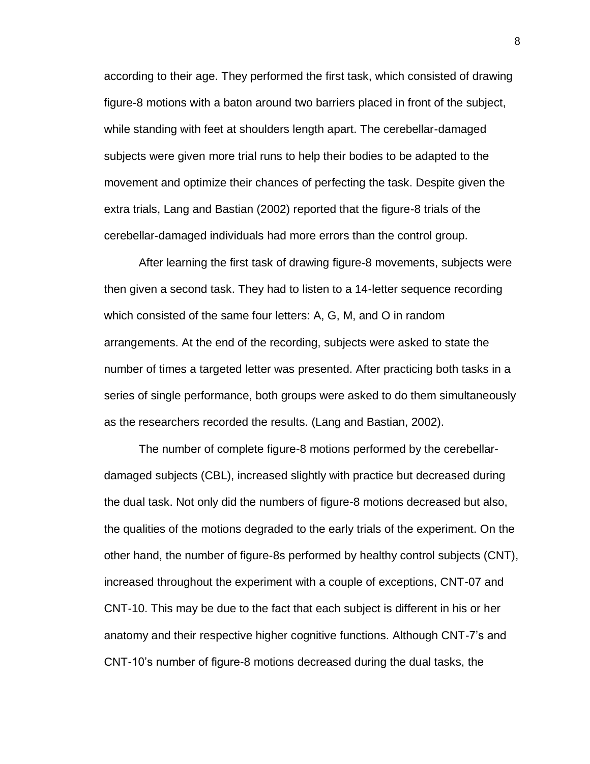according to their age. They performed the first task, which consisted of drawing figure-8 motions with a baton around two barriers placed in front of the subject, while standing with feet at shoulders length apart. The cerebellar-damaged subjects were given more trial runs to help their bodies to be adapted to the movement and optimize their chances of perfecting the task. Despite given the extra trials, Lang and Bastian (2002) reported that the figure-8 trials of the cerebellar-damaged individuals had more errors than the control group.

After learning the first task of drawing figure-8 movements, subjects were then given a second task. They had to listen to a 14-letter sequence recording which consisted of the same four letters: A, G, M, and O in random arrangements. At the end of the recording, subjects were asked to state the number of times a targeted letter was presented. After practicing both tasks in a series of single performance, both groups were asked to do them simultaneously as the researchers recorded the results. (Lang and Bastian, 2002).

The number of complete figure-8 motions performed by the cerebellar-damaged subjects (CBL), increased slightly with practice but decreased during the dual task. Not only did the numbers of figure-8 motions decreased but also, the qualities of the motions degraded to the early trials of the experiment. On the other hand, the number of figure-8s performed by healthy control subjects (CNT), increased throughout the experiment with a couple of exceptions, CNT-07 and CNT-10. This may be due to the fact that each subject is different in his or her anatomy and their respective higher cognitive functions. Although CNT-7's and CNT-10's number of figure-8 motions decreased during the dual tasks, the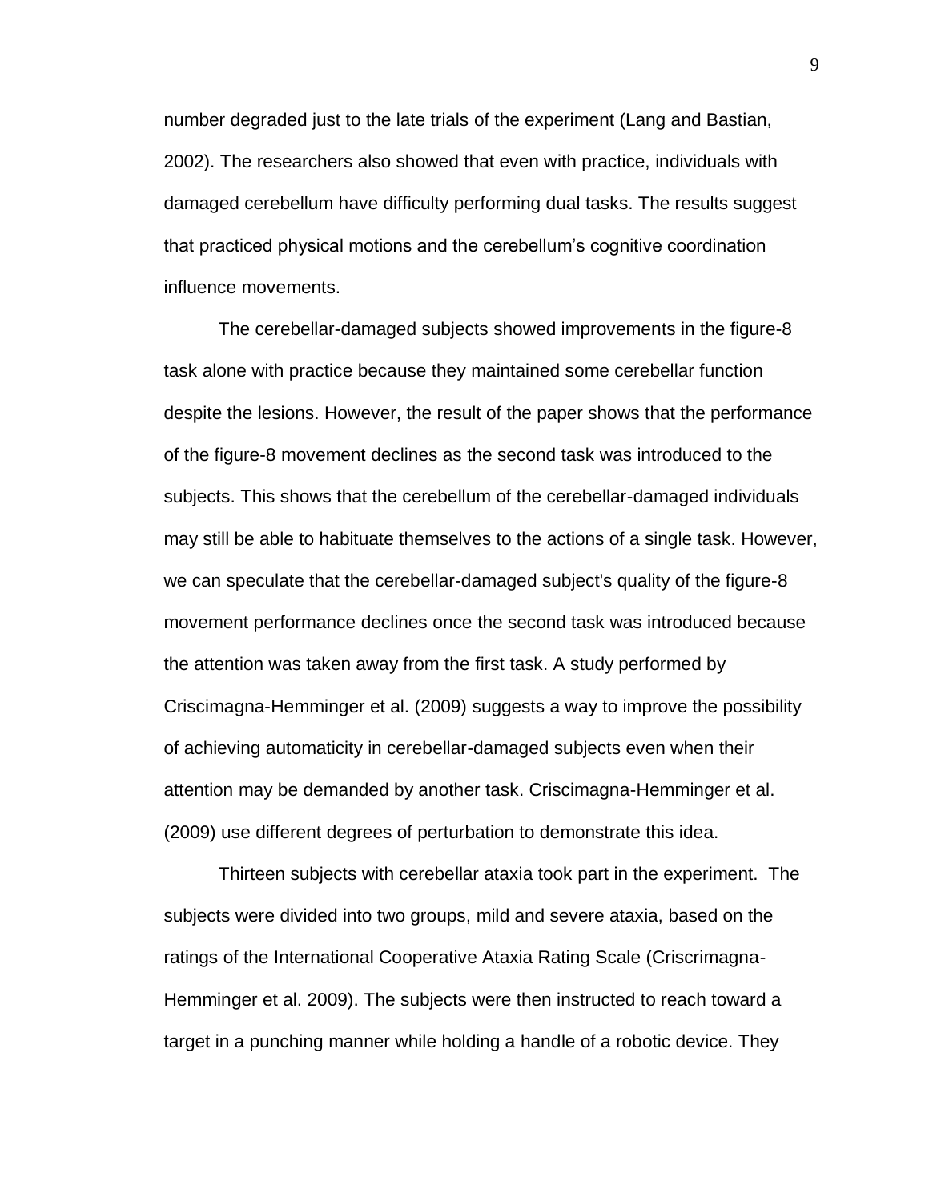number degraded just to the late trials of the experiment (Lang and Bastian, 2002). The researchers also showed that even with practice, individuals with damaged cerebellum have difficulty performing dual tasks. The results suggest that practiced physical motions and the cerebellum's cognitive coordination influence movements.

The cerebellar-damaged subjects showed improvements in the figure-8 task alone with practice because they maintained some cerebellar function despite the lesions. However, the result of the paper shows that the performance of the figure-8 movement declines as the second task was introduced to the subjects. This shows that the cerebellum of the cerebellar-damaged individuals may still be able to habituate themselves to the actions of a single task. However, we can speculate that the cerebellar-damaged subject's quality of the figure-8 movement performance declines once the second task was introduced because the attention was taken away from the first task. A study performed by Criscimagna-Hemminger et al. (2009) suggests a way to improve the possibility of achieving automaticity in cerebellar-damaged subjects even when their attention may be demanded by another task. Criscimagna-Hemminger et al. (2009) use different degrees of perturbation to demonstrate this idea.

Thirteen subjects with cerebellar ataxia took part in the experiment. The subjects were divided into two groups, mild and severe ataxia, based on the ratings of the International Cooperative Ataxia Rating Scale (Criscrimagna-Hemminger et al. 2009). The subjects were then instructed to reach toward a target in a punching manner while holding a handle of a robotic device. They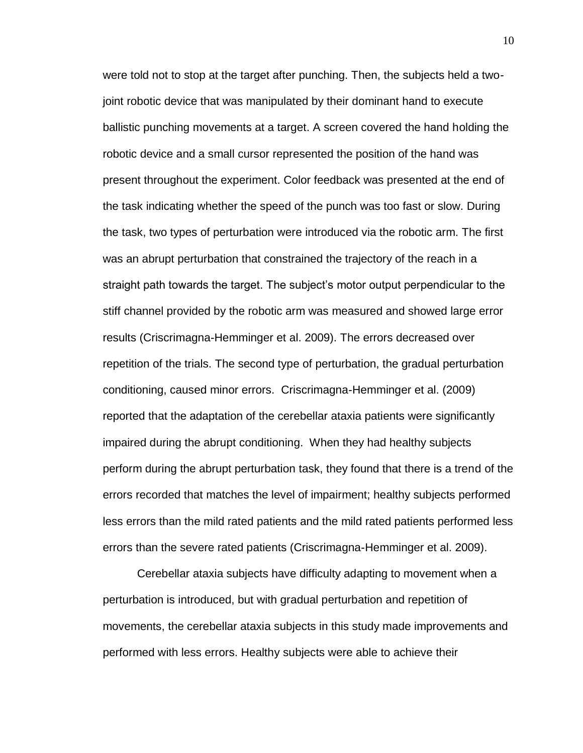were told not to stop at the target after punching. Then, the subjects held a two-joint robotic device that was manipulated by their dominant hand to execute ballistic punching movements at a target. A screen covered the hand holding the robotic device and a small cursor represented the position of the hand was present throughout the experiment. Color feedback was presented at the end of the task indicating whether the speed of the punch was too fast or slow. During the task, two types of perturbation were introduced via the robotic arm. The first was an abrupt perturbation that constrained the trajectory of the reach in a straight path towards the target. The subject's motor output perpendicular to the stiff channel provided by the robotic arm was measured and showed large error results (Criscrimagna-Hemminger et al. 2009). The errors decreased over repetition of the trials. The second type of perturbation, the gradual perturbation conditioning, caused minor errors. Criscrimagna-Hemminger et al. (2009) reported that the adaptation of the cerebellar ataxia patients were significantly impaired during the abrupt conditioning. When they had healthy subjects perform during the abrupt perturbation task, they found that there is a trend of the errors recorded that matches the level of impairment; healthy subjects performed less errors than the mild rated patients and the mild rated patients performed less errors than the severe rated patients (Criscrimagna-Hemminger et al. 2009).

Cerebellar ataxia subjects have difficulty adapting to movement when a perturbation is introduced, but with gradual perturbation and repetition of movements, the cerebellar ataxia subjects in this study made improvements and performed with less errors. Healthy subjects were able to achieve their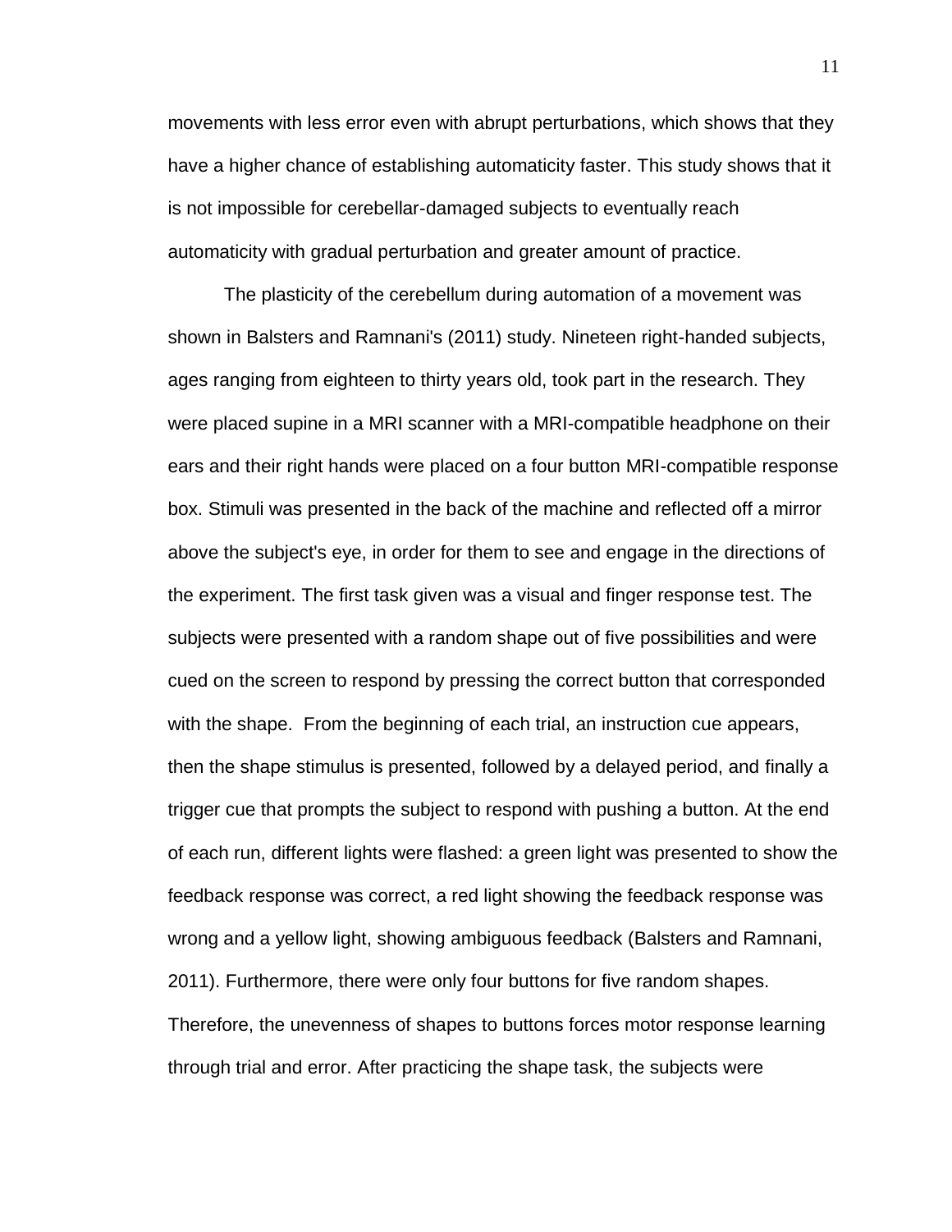movements with less error even with abrupt perturbations, which shows that they have a higher chance of establishing automaticity faster. This study shows that it is not impossible for cerebellar-damaged subjects to eventually reach automaticity with gradual perturbation and greater amount of practice.

The plasticity of the cerebellum during automation of a movement was shown in Balsters and Ramnani's (2011) study. Nineteen right-handed subjects, ages ranging from eighteen to thirty years old, took part in the research. They were placed supine in a MRI scanner with a MRI-compatible headphone on their ears and their right hands were placed on a four button MRI-compatible response box. Stimuli was presented in the back of the machine and reflected off a mirror above the subject's eye, in order for them to see and engage in the directions of the experiment. The first task given was a visual and finger response test. The subjects were presented with a random shape out of five possibilities and were cued on the screen to respond by pressing the correct button that corresponded with the shape.  From the beginning of each trial, an instruction cue appears, then the shape stimulus is presented, followed by a delayed period, and finally a trigger cue that prompts the subject to respond with pushing a button. At the end of each run, different lights were flashed: a green light was presented to show the feedback response was correct, a red light showing the feedback response was wrong and a yellow light, showing ambiguous feedback (Balsters and Ramnani, 2011). Furthermore, there were only four buttons for five random shapes. Therefore, the unevenness of shapes to buttons forces motor response learning through trial and error. After practicing the shape task, the subjects were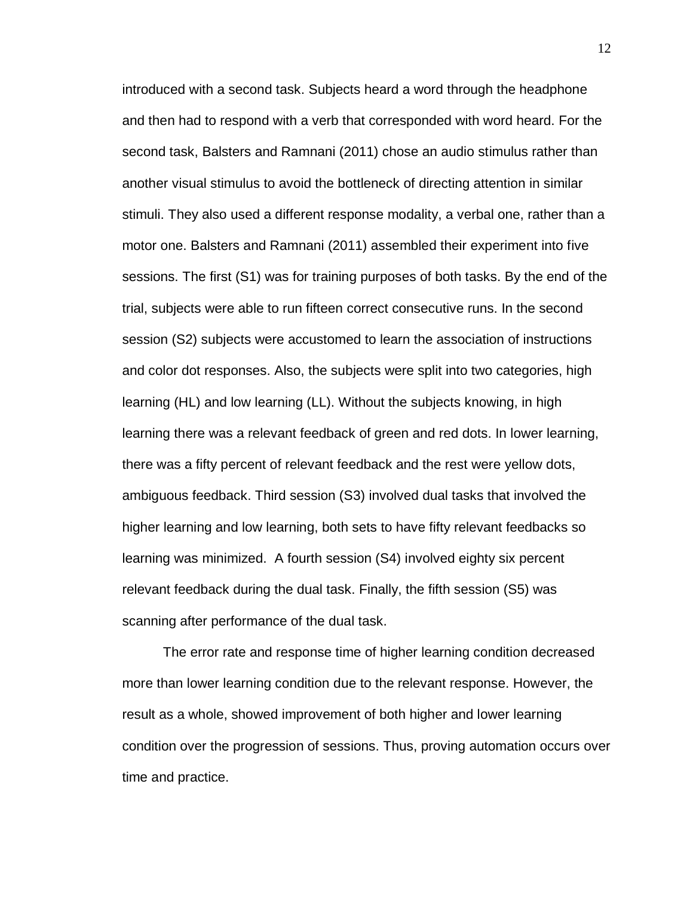introduced with a second task. Subjects heard a word through the headphone and then had to respond with a verb that corresponded with word heard. For the second task, Balsters and Ramnani (2011) chose an audio stimulus rather than another visual stimulus to avoid the bottleneck of directing attention in similar stimuli. They also used a different response modality, a verbal one, rather than a motor one. Balsters and Ramnani (2011) assembled their experiment into five sessions. The first (S1) was for training purposes of both tasks. By the end of the trial, subjects were able to run fifteen correct consecutive runs. In the second session (S2) subjects were accustomed to learn the association of instructions and color dot responses. Also, the subjects were split into two categories, high learning (HL) and low learning (LL). Without the subjects knowing, in high learning there was a relevant feedback of green and red dots. In lower learning, there was a fifty percent of relevant feedback and the rest were yellow dots, ambiguous feedback. Third session (S3) involved dual tasks that involved the higher learning and low learning, both sets to have fifty relevant feedbacks so learning was minimized. A fourth session (S4) involved eighty six percent relevant feedback during the dual task. Finally, the fifth session (S5) was scanning after performance of the dual task.

The error rate and response time of higher learning condition decreased more than lower learning condition due to the relevant response. However, the result as a whole, showed improvement of both higher and lower learning condition over the progression of sessions. Thus, proving automation occurs over time and practice.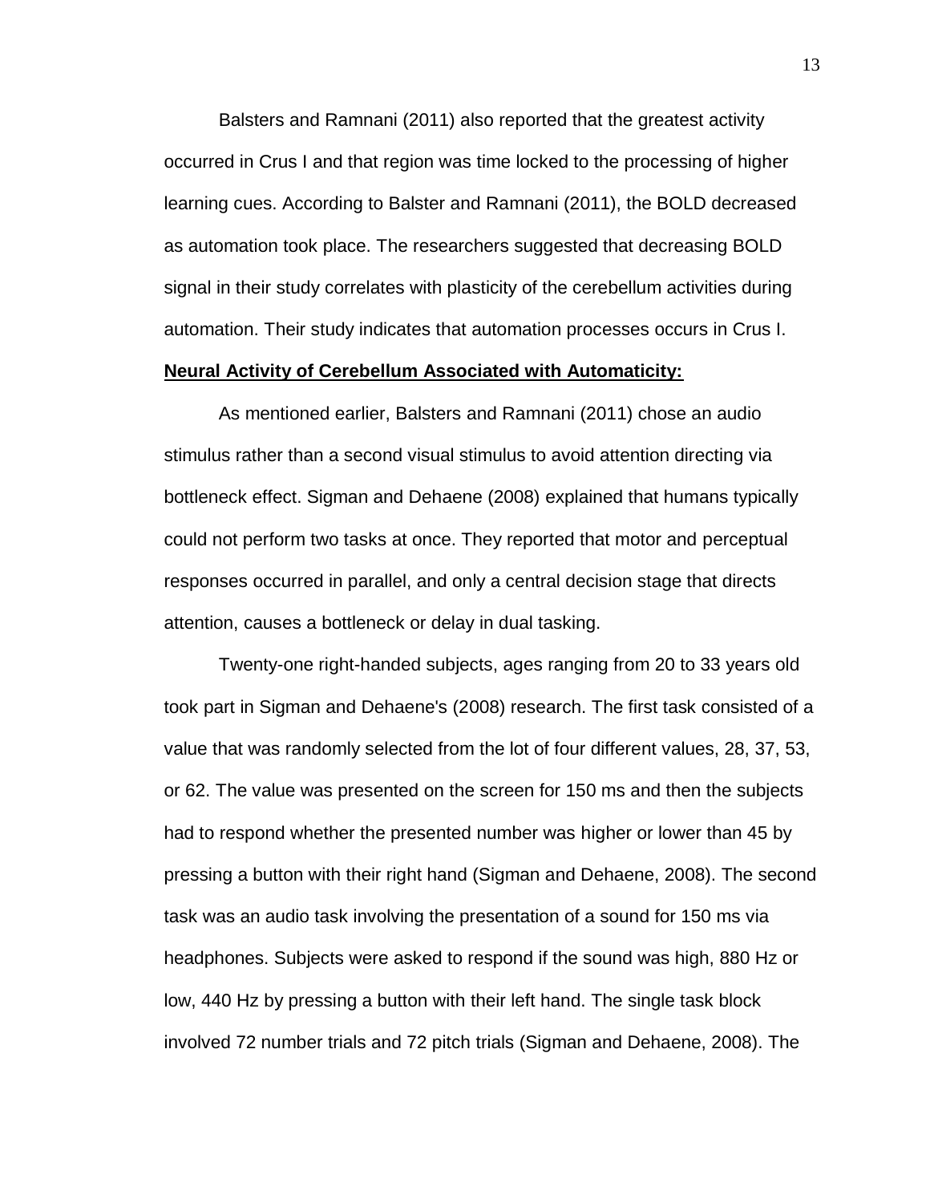Balsters and Ramnani (2011) also reported that the greatest activity occurred in Crus I and that region was time locked to the processing of higher learning cues. According to Balster and Ramnani (2011), the BOLD decreased as automation took place. The researchers suggested that decreasing BOLD signal in their study correlates with plasticity of the cerebellum activities during automation. Their study indicates that automation processes occurs in Crus I.

**Neural Activity of Cerebellum Associated with Automaticity:**

As mentioned earlier, Balsters and Ramnani (2011) chose an audio stimulus rather than a second visual stimulus to avoid attention directing via bottleneck effect. Sigman and Dehaene (2008) explained that humans typically could not perform two tasks at once. They reported that motor and perceptual responses occurred in parallel, and only a central decision stage that directs attention, causes a bottleneck or delay in dual tasking.

Twenty-one right-handed subjects, ages ranging from 20 to 33 years old took part in Sigman and Dehaene's (2008) research. The first task consisted of a value that was randomly selected from the lot of four different values, 28, 37, 53, or 62. The value was presented on the screen for 150 ms and then the subjects had to respond whether the presented number was higher or lower than 45 by pressing a button with their right hand (Sigman and Dehaene, 2008). The second task was an audio task involving the presentation of a sound for 150 ms via headphones. Subjects were asked to respond if the sound was high, 880 Hz or low, 440 Hz by pressing a button with their left hand. The single task block involved 72 number trials and 72 pitch trials (Sigman and Dehaene, 2008). The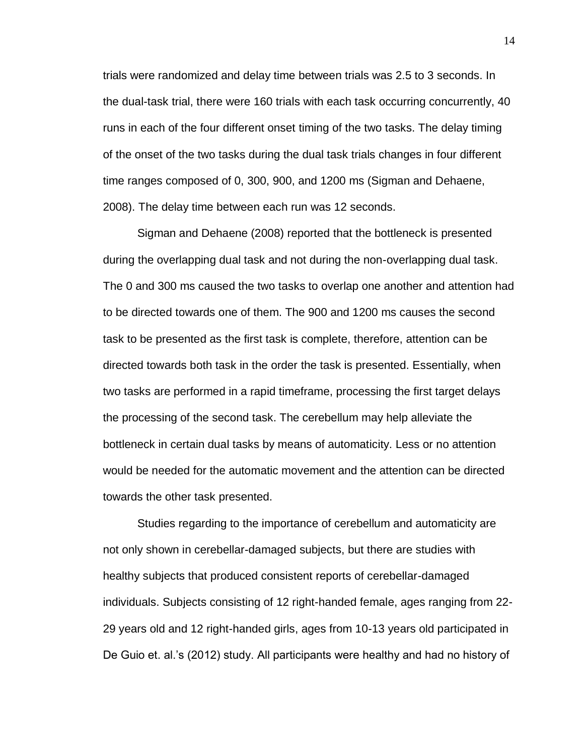trials were randomized and delay time between trials was 2.5 to 3 seconds. In the dual-task trial, there were 160 trials with each task occurring concurrently, 40 runs in each of the four different onset timing of the two tasks. The delay timing of the onset of the two tasks during the dual task trials changes in four different time ranges composed of 0, 300, 900, and 1200 ms (Sigman and Dehaene, 2008). The delay time between each run was 12 seconds.

Sigman and Dehaene (2008) reported that the bottleneck is presented during the overlapping dual task and not during the non-overlapping dual task. The 0 and 300 ms caused the two tasks to overlap one another and attention had to be directed towards one of them. The 900 and 1200 ms causes the second task to be presented as the first task is complete, therefore, attention can be directed towards both task in the order the task is presented. Essentially, when two tasks are performed in a rapid timeframe, processing the first target delays the processing of the second task. The cerebellum may help alleviate the bottleneck in certain dual tasks by means of automaticity. Less or no attention would be needed for the automatic movement and the attention can be directed towards the other task presented.

Studies regarding to the importance of cerebellum and automaticity are not only shown in cerebellar-damaged subjects, but there are studies with healthy subjects that produced consistent reports of cerebellar-damaged individuals. Subjects consisting of 12 right-handed female, ages ranging from 22-29 years old and 12 right-handed girls, ages from 10-13 years old participated in De Guio et. al.'s (2012) study. All participants were healthy and had no history of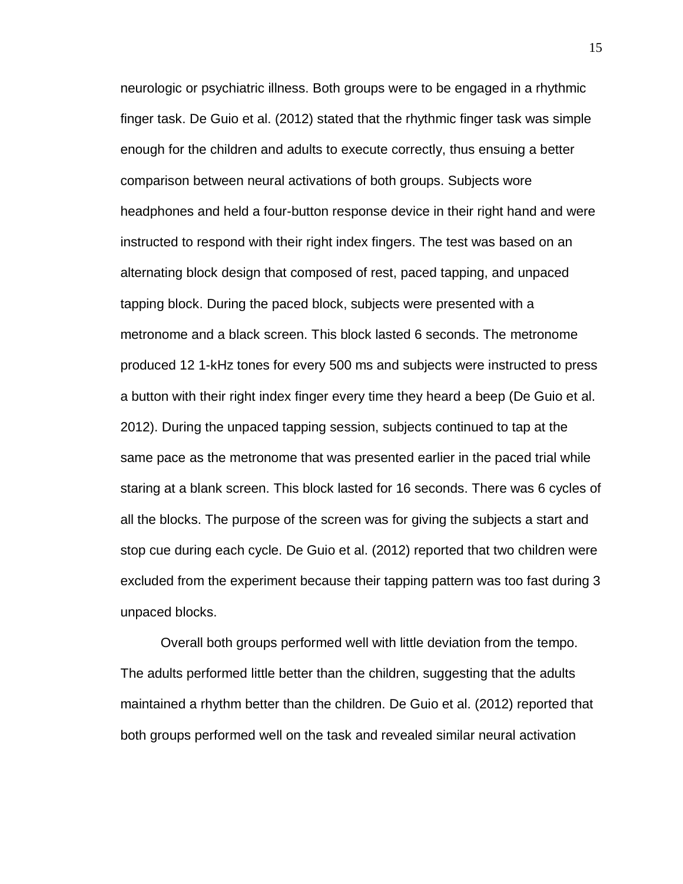neurologic or psychiatric illness. Both groups were to be engaged in a rhythmic finger task. De Guio et al. (2012) stated that the rhythmic finger task was simple enough for the children and adults to execute correctly, thus ensuing a better comparison between neural activations of both groups. Subjects wore headphones and held a four-button response device in their right hand and were instructed to respond with their right index fingers. The test was based on an alternating block design that composed of rest, paced tapping, and unpaced tapping block. During the paced block, subjects were presented with a metronome and a black screen. This block lasted 6 seconds. The metronome produced 12 1-kHz tones for every 500 ms and subjects were instructed to press a button with their right index finger every time they heard a beep (De Guio et al. 2012). During the unpaced tapping session, subjects continued to tap at the same pace as the metronome that was presented earlier in the paced trial while staring at a blank screen. This block lasted for 16 seconds. There was 6 cycles of all the blocks. The purpose of the screen was for giving the subjects a start and stop cue during each cycle. De Guio et al. (2012) reported that two children were excluded from the experiment because their tapping pattern was too fast during 3 unpaced blocks.

Overall both groups performed well with little deviation from the tempo. The adults performed little better than the children, suggesting that the adults maintained a rhythm better than the children. De Guio et al. (2012) reported that both groups performed well on the task and revealed similar neural activation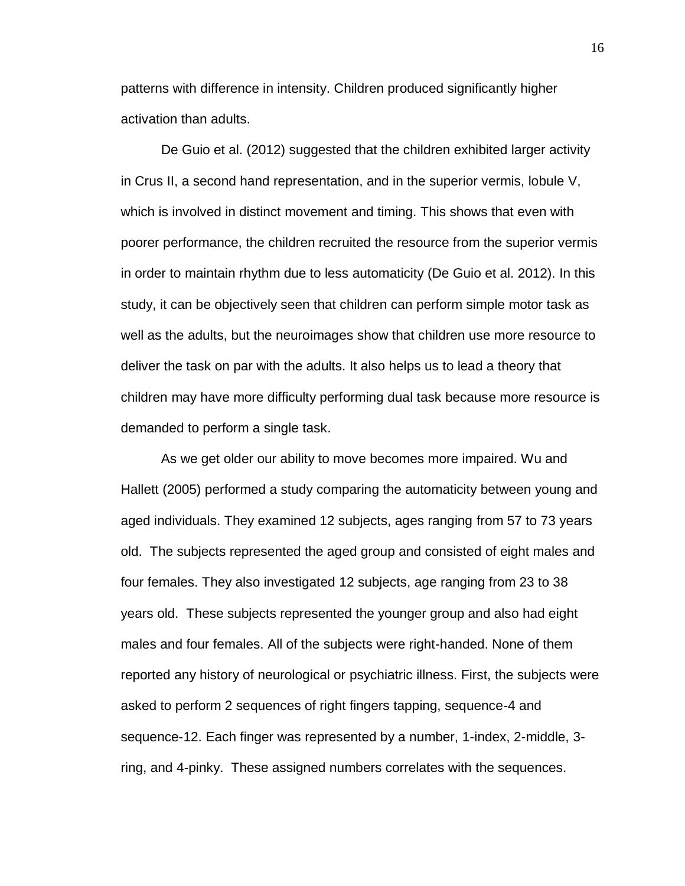patterns with difference in intensity. Children produced significantly higher activation than adults.

De Guio et al. (2012) suggested that the children exhibited larger activity in Crus II, a second hand representation, and in the superior vermis, lobule V, which is involved in distinct movement and timing. This shows that even with poorer performance, the children recruited the resource from the superior vermis in order to maintain rhythm due to less automaticity (De Guio et al. 2012). In this study, it can be objectively seen that children can perform simple motor task as well as the adults, but the neuroimages show that children use more resource to deliver the task on par with the adults. It also helps us to lead a theory that children may have more difficulty performing dual task because more resource is demanded to perform a single task.

As we get older our ability to move becomes more impaired. Wu and Hallett (2005) performed a study comparing the automaticity between young and aged individuals. They examined 12 subjects, ages ranging from 57 to 73 years old. The subjects represented the aged group and consisted of eight males and four females. They also investigated 12 subjects, age ranging from 23 to 38 years old. These subjects represented the younger group and also had eight males and four females. All of the subjects were right-handed. None of them reported any history of neurological or psychiatric illness. First, the subjects were asked to perform 2 sequences of right fingers tapping, sequence-4 and sequence-12. Each finger was represented by a number, 1-index, 2-middle, 3-ring, and 4-pinky. These assigned numbers correlates with the sequences.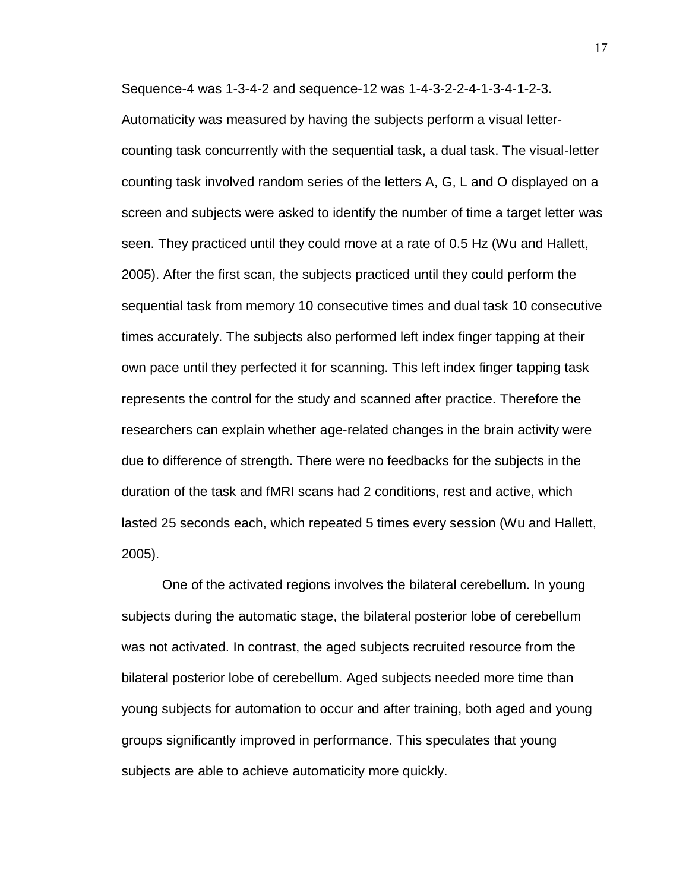Sequence-4 was 1-3-4-2 and sequence-12 was 1-4-3-2-2-4-1-3-4-1-2-3. Automaticity was measured by having the subjects perform a visual letter-counting task concurrently with the sequential task, a dual task. The visual-letter counting task involved random series of the letters A, G, L and O displayed on a screen and subjects were asked to identify the number of time a target letter was seen. They practiced until they could move at a rate of 0.5 Hz (Wu and Hallett, 2005). After the first scan, the subjects practiced until they could perform the sequential task from memory 10 consecutive times and dual task 10 consecutive times accurately. The subjects also performed left index finger tapping at their own pace until they perfected it for scanning. This left index finger tapping task represents the control for the study and scanned after practice. Therefore the researchers can explain whether age-related changes in the brain activity were due to difference of strength. There were no feedbacks for the subjects in the duration of the task and fMRI scans had 2 conditions, rest and active, which lasted 25 seconds each, which repeated 5 times every session (Wu and Hallett, 2005).

One of the activated regions involves the bilateral cerebellum. In young subjects during the automatic stage, the bilateral posterior lobe of cerebellum was not activated. In contrast, the aged subjects recruited resource from the bilateral posterior lobe of cerebellum. Aged subjects needed more time than young subjects for automation to occur and after training, both aged and young groups significantly improved in performance. This speculates that young subjects are able to achieve automaticity more quickly.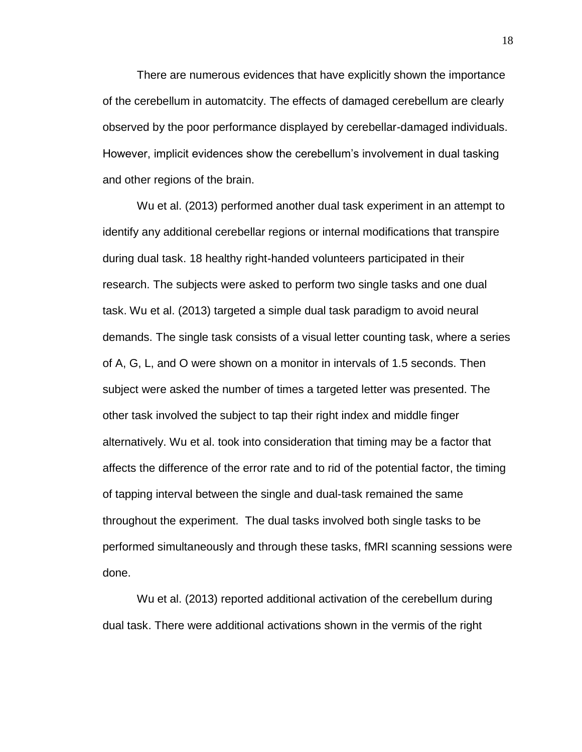There are numerous evidences that have explicitly shown the importance of the cerebellum in automatcity. The effects of damaged cerebellum are clearly observed by the poor performance displayed by cerebellar-damaged individuals. However, implicit evidences show the cerebellum's involvement in dual tasking and other regions of the brain.

Wu et al. (2013) performed another dual task experiment in an attempt to identify any additional cerebellar regions or internal modifications that transpire during dual task. 18 healthy right-handed volunteers participated in their research. The subjects were asked to perform two single tasks and one dual task. Wu et al. (2013) targeted a simple dual task paradigm to avoid neural demands. The single task consists of a visual letter counting task, where a series of A, G, L, and O were shown on a monitor in intervals of 1.5 seconds. Then subject were asked the number of times a targeted letter was presented. The other task involved the subject to tap their right index and middle finger alternatively. Wu et al. took into consideration that timing may be a factor that affects the difference of the error rate and to rid of the potential factor, the timing of tapping interval between the single and dual-task remained the same throughout the experiment. The dual tasks involved both single tasks to be performed simultaneously and through these tasks, fMRI scanning sessions were done.

Wu et al. (2013) reported additional activation of the cerebellum during dual task. There were additional activations shown in the vermis of the right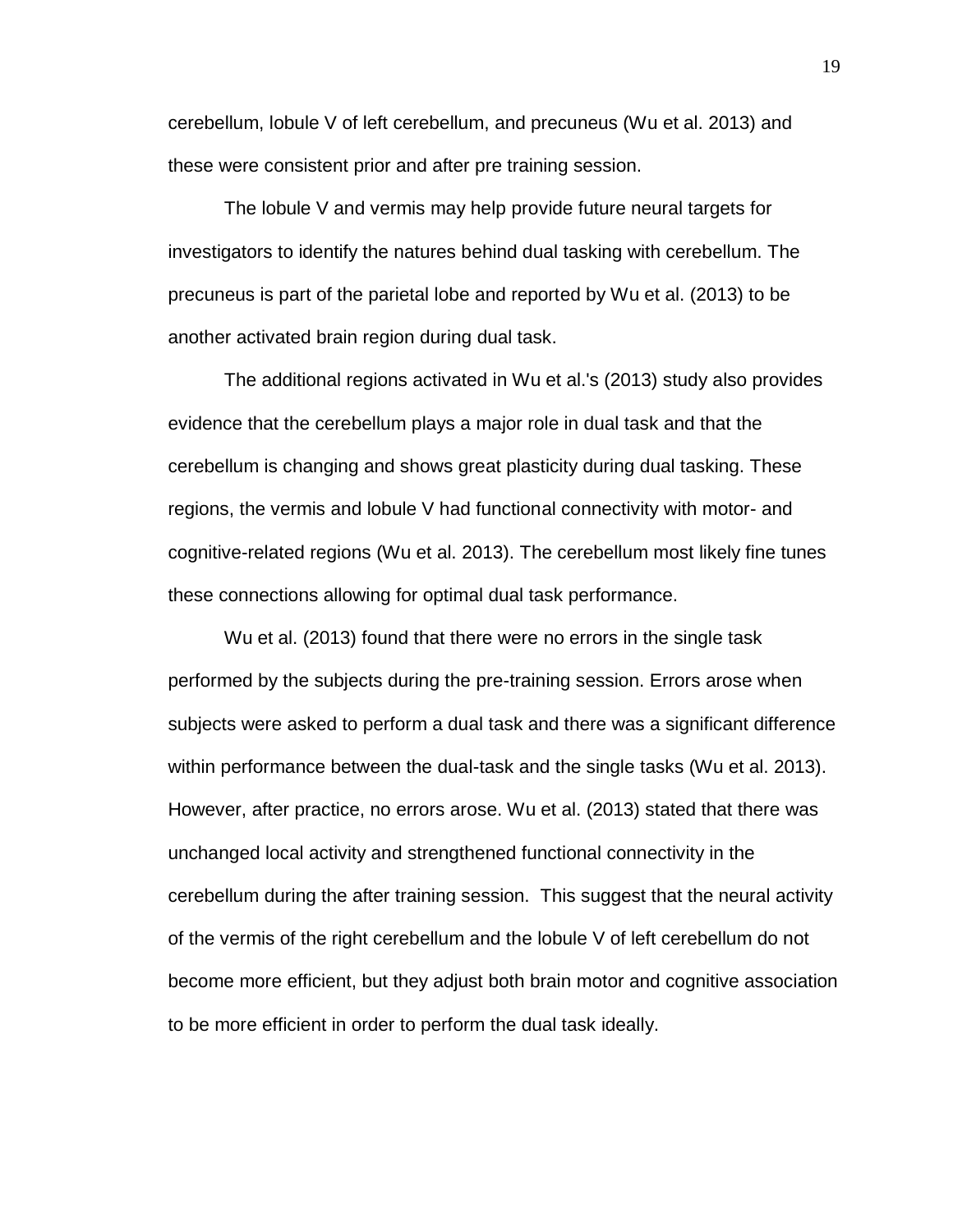cerebellum, lobule V of left cerebellum, and precuneus (Wu et al. 2013) and these were consistent prior and after pre training session.

The lobule V and vermis may help provide future neural targets for investigators to identify the natures behind dual tasking with cerebellum. The precuneus is part of the parietal lobe and reported by Wu et al. (2013) to be another activated brain region during dual task.

The additional regions activated in Wu et al.'s (2013) study also provides evidence that the cerebellum plays a major role in dual task and that the cerebellum is changing and shows great plasticity during dual tasking. These regions, the vermis and lobule V had functional connectivity with motor- and cognitive-related regions (Wu et al. 2013). The cerebellum most likely fine tunes these connections allowing for optimal dual task performance.

Wu et al. (2013) found that there were no errors in the single task performed by the subjects during the pre-training session. Errors arose when subjects were asked to perform a dual task and there was a significant difference within performance between the dual-task and the single tasks (Wu et al. 2013). However, after practice, no errors arose. Wu et al. (2013) stated that there was unchanged local activity and strengthened functional connectivity in the cerebellum during the after training session. This suggest that the neural activity of the vermis of the right cerebellum and the lobule V of left cerebellum do not become more efficient, but they adjust both brain motor and cognitive association to be more efficient in order to perform the dual task ideally.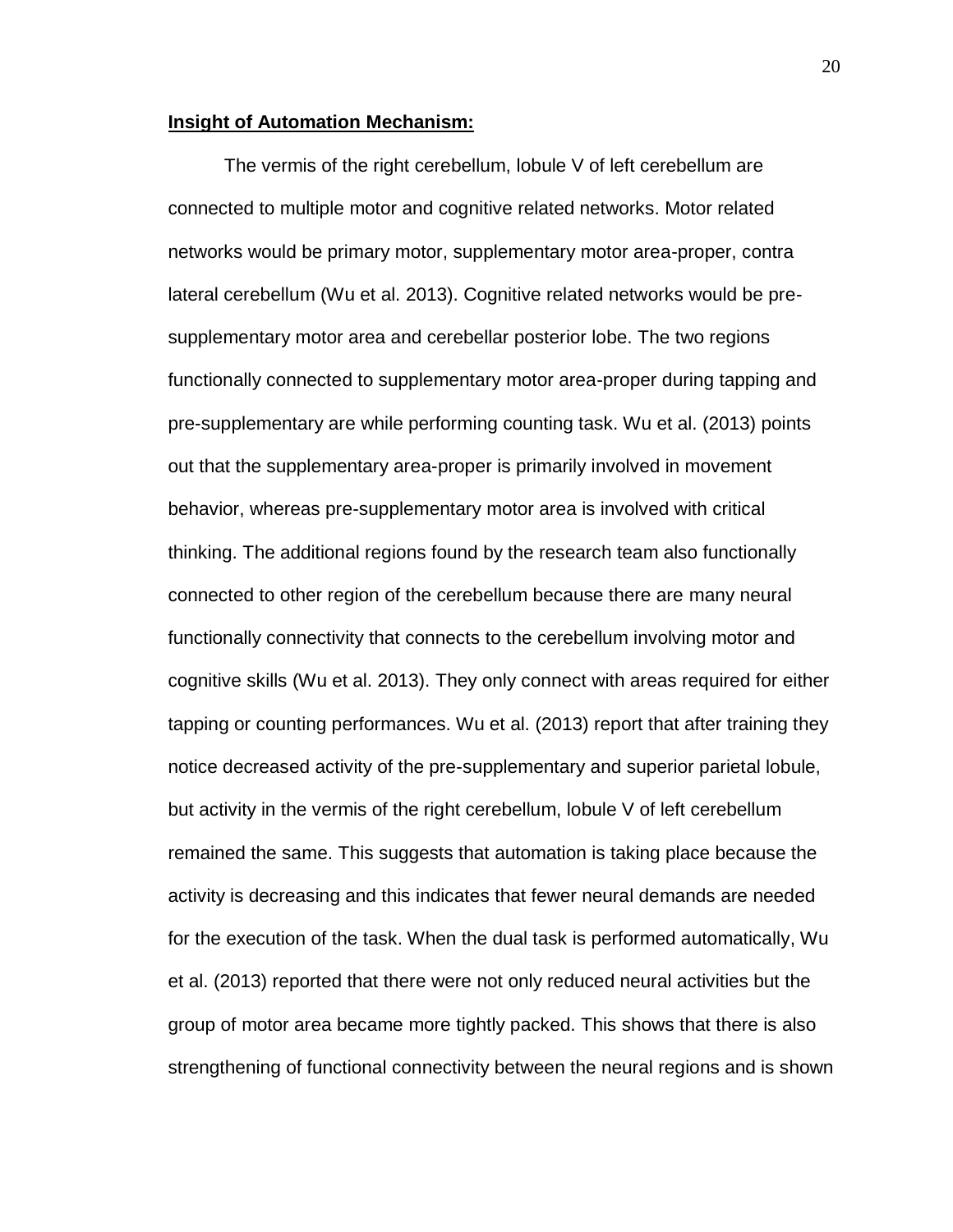**Insight of Automation Mechanism:**

The vermis of the right cerebellum, lobule V of left cerebellum are connected to multiple motor and cognitive related networks. Motor related networks would be primary motor, supplementary motor area-proper, contra lateral cerebellum (Wu et al. 2013). Cognitive related networks would be pre-supplementary motor area and cerebellar posterior lobe. The two regions functionally connected to supplementary motor area-proper during tapping and pre-supplementary are while performing counting task. Wu et al. (2013) points out that the supplementary area-proper is primarily involved in movement behavior, whereas pre-supplementary motor area is involved with critical thinking. The additional regions found by the research team also functionally connected to other region of the cerebellum because there are many neural functionally connectivity that connects to the cerebellum involving motor and cognitive skills (Wu et al. 2013). They only connect with areas required for either tapping or counting performances. Wu et al. (2013) report that after training they notice decreased activity of the pre-supplementary and superior parietal lobule, but activity in the vermis of the right cerebellum, lobule V of left cerebellum remained the same. This suggests that automation is taking place because the activity is decreasing and this indicates that fewer neural demands are needed for the execution of the task. When the dual task is performed automatically, Wu et al. (2013) reported that there were not only reduced neural activities but the group of motor area became more tightly packed. This shows that there is also strengthening of functional connectivity between the neural regions and is shown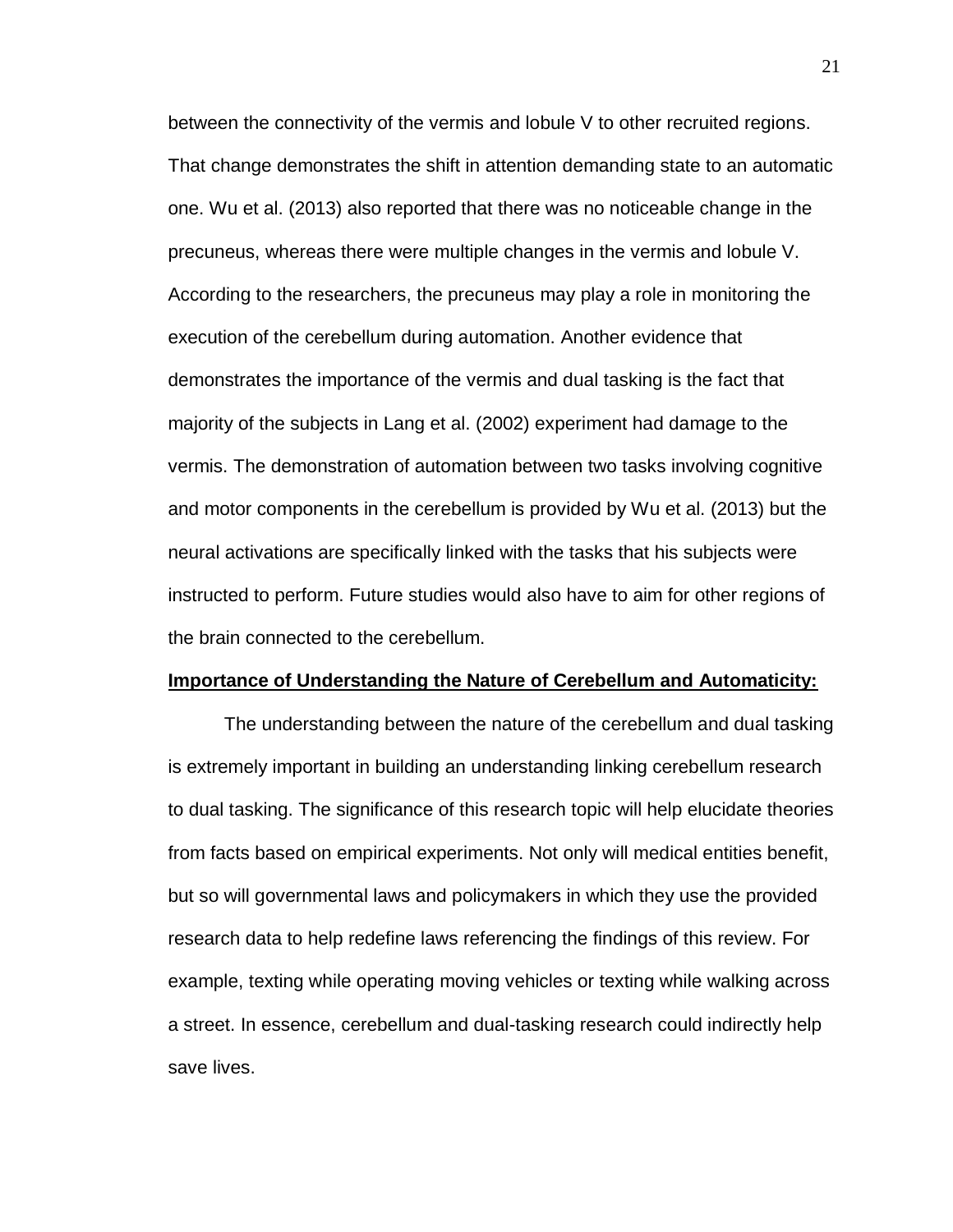between the connectivity of the vermis and lobule V to other recruited regions. That change demonstrates the shift in attention demanding state to an automatic one. Wu et al. (2013) also reported that there was no noticeable change in the precuneus, whereas there were multiple changes in the vermis and lobule V. According to the researchers, the precuneus may play a role in monitoring the execution of the cerebellum during automation. Another evidence that demonstrates the importance of the vermis and dual tasking is the fact that majority of the subjects in Lang et al. (2002) experiment had damage to the vermis. The demonstration of automation between two tasks involving cognitive and motor components in the cerebellum is provided by Wu et al. (2013) but the neural activations are specifically linked with the tasks that his subjects were instructed to perform. Future studies would also have to aim for other regions of the brain connected to the cerebellum.

**Importance of Understanding the Nature of Cerebellum and Automaticity:**

The understanding between the nature of the cerebellum and dual tasking is extremely important in building an understanding linking cerebellum research to dual tasking. The significance of this research topic will help elucidate theories from facts based on empirical experiments. Not only will medical entities benefit, but so will governmental laws and policymakers in which they use the provided research data to help redefine laws referencing the findings of this review. For example, texting while operating moving vehicles or texting while walking across a street. In essence, cerebellum and dual-tasking research could indirectly help save lives.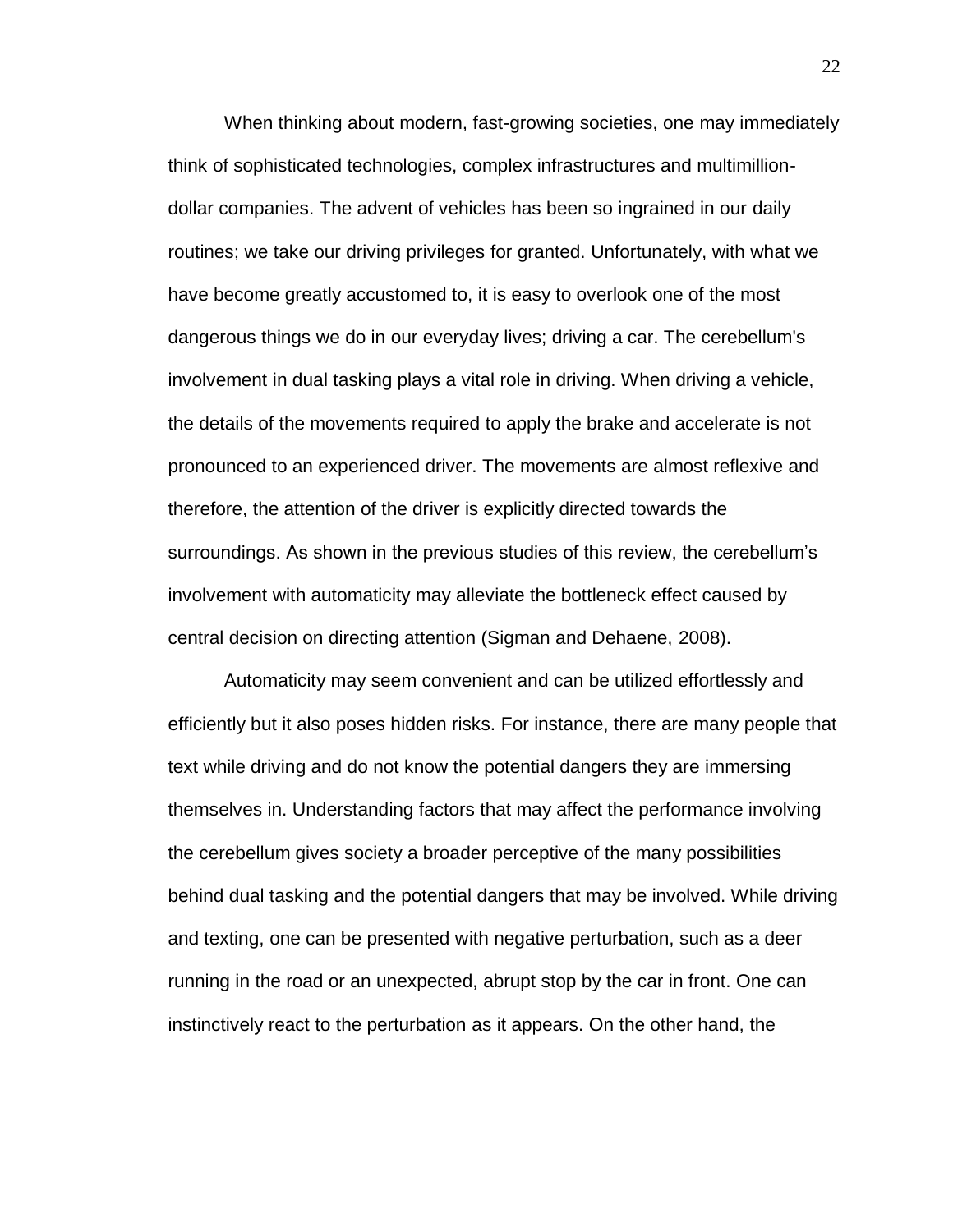When thinking about modern, fast-growing societies, one may immediately think of sophisticated technologies, complex infrastructures and multimillion-dollar companies. The advent of vehicles has been so ingrained in our daily routines; we take our driving privileges for granted. Unfortunately, with what we have become greatly accustomed to, it is easy to overlook one of the most dangerous things we do in our everyday lives; driving a car. The cerebellum's involvement in dual tasking plays a vital role in driving. When driving a vehicle, the details of the movements required to apply the brake and accelerate is not pronounced to an experienced driver. The movements are almost reflexive and therefore, the attention of the driver is explicitly directed towards the surroundings. As shown in the previous studies of this review, the cerebellum's involvement with automaticity may alleviate the bottleneck effect caused by central decision on directing attention (Sigman and Dehaene, 2008).

Automaticity may seem convenient and can be utilized effortlessly and efficiently but it also poses hidden risks. For instance, there are many people that text while driving and do not know the potential dangers they are immersing themselves in. Understanding factors that may affect the performance involving the cerebellum gives society a broader perceptive of the many possibilities behind dual tasking and the potential dangers that may be involved. While driving and texting, one can be presented with negative perturbation, such as a deer running in the road or an unexpected, abrupt stop by the car in front. One can instinctively react to the perturbation as it appears. On the other hand, the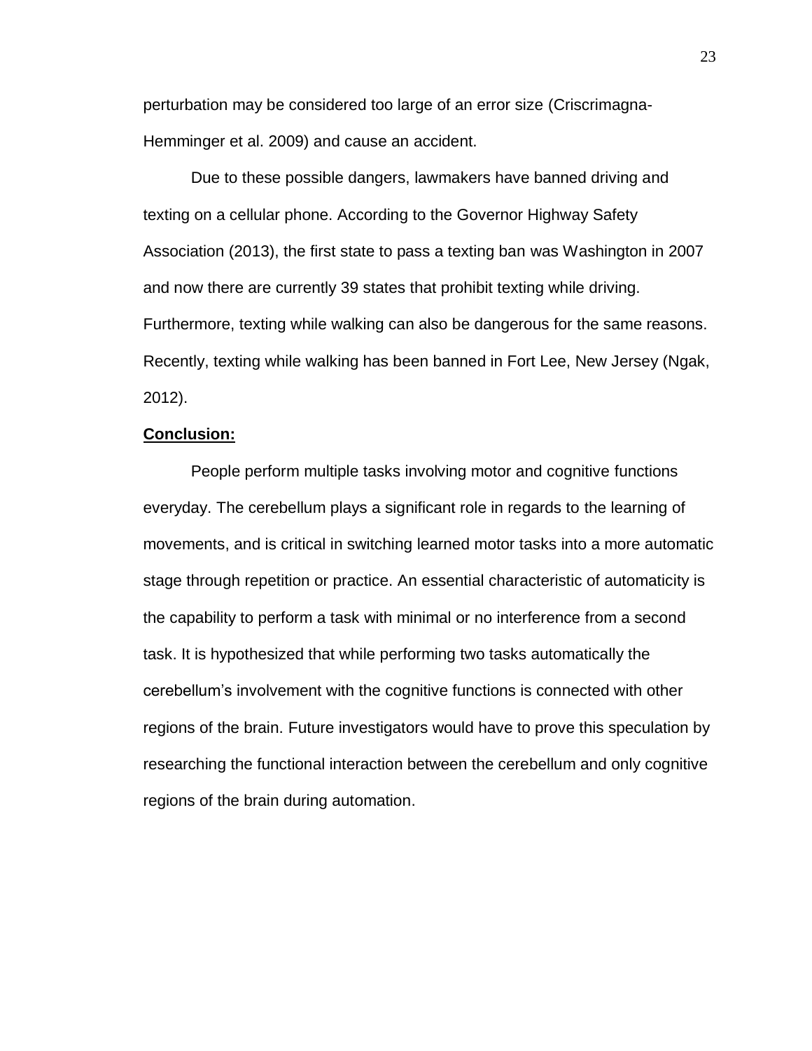perturbation may be considered too large of an error size (Criscrimagna-Hemminger et al. 2009) and cause an accident.

Due to these possible dangers, lawmakers have banned driving and texting on a cellular phone. According to the Governor Highway Safety Association (2013), the first state to pass a texting ban was Washington in 2007 and now there are currently 39 states that prohibit texting while driving. Furthermore, texting while walking can also be dangerous for the same reasons. Recently, texting while walking has been banned in Fort Lee, New Jersey (Ngak, 2012).

## Conclusion:

People perform multiple tasks involving motor and cognitive functions everyday. The cerebellum plays a significant role in regards to the learning of movements, and is critical in switching learned motor tasks into a more automatic stage through repetition or practice. An essential characteristic of automaticity is the capability to perform a task with minimal or no interference from a second task. It is hypothesized that while performing two tasks automatically the cerebellum's involvement with the cognitive functions is connected with other regions of the brain. Future investigators would have to prove this speculation by researching the functional interaction between the cerebellum and only cognitive regions of the brain during automation.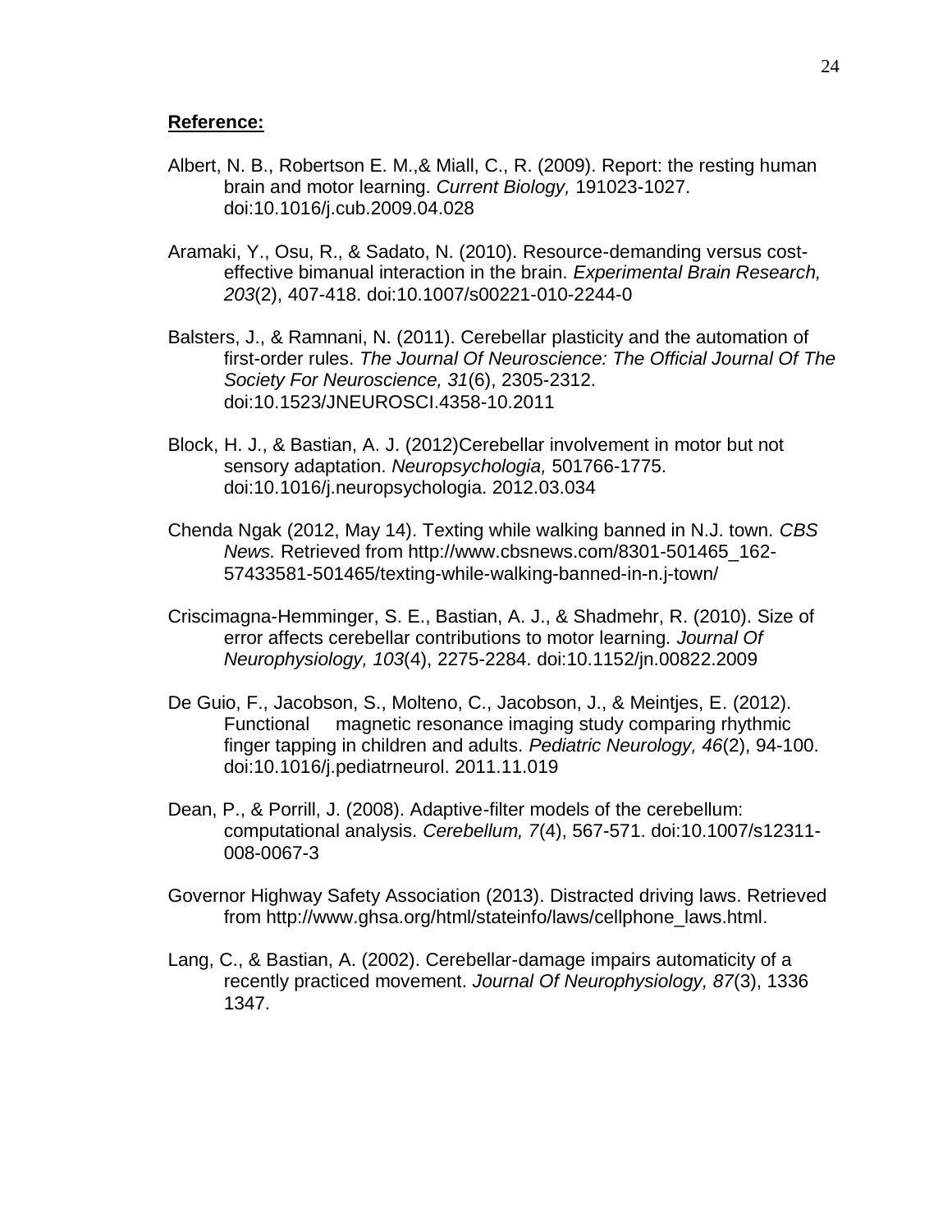**Reference:**

Albert, N. B., Robertson E. M.,& Miall, C., R. (2009). Report: the resting human brain and motor learning. *Current Biology,* 191023-1027. doi:10.1016/j.cub.2009.04.028

Aramaki, Y., Osu, R., & Sadato, N. (2010). Resource-demanding versus cost-effective bimanual interaction in the brain. *Experimental Brain Research, 203*(2), 407-418. doi:10.1007/s00221-010-2244-0

Balsters, J., & Ramnani, N. (2011). Cerebellar plasticity and the automation of first-order rules. *The Journal Of Neuroscience: The Official Journal Of The Society For Neuroscience, 31*(6), 2305-2312. doi:10.1523/JNEUROSCI.4358-10.2011

Block, H. J., & Bastian, A. J. (2012)Cerebellar involvement in motor but not sensory adaptation. *Neuropsychologia,* 501766-1775. doi:10.1016/j.neuropsychologia. 2012.03.034

Chenda Ngak (2012, May 14). Texting while walking banned in N.J. town. *CBS News.* Retrieved from http://www.cbsnews.com/8301-501465_162-57433581-501465/texting-while-walking-banned-in-n.j-town/

Criscimagna-Hemminger, S. E., Bastian, A. J., & Shadmehr, R. (2010). Size of error affects cerebellar contributions to motor learning. *Journal Of Neurophysiology, 103*(4), 2275-2284. doi:10.1152/jn.00822.2009

De Guio, F., Jacobson, S., Molteno, C., Jacobson, J., & Meintjes, E. (2012). Functional magnetic resonance imaging study comparing rhythmic finger tapping in children and adults. *Pediatric Neurology, 46*(2), 94-100. doi:10.1016/j.pediatrneurol. 2011.11.019

Dean, P., & Porrill, J. (2008). Adaptive-filter models of the cerebellum: computational analysis. *Cerebellum, 7*(4), 567-571. doi:10.1007/s12311-008-0067-3

Governor Highway Safety Association (2013). Distracted driving laws. Retrieved from http://www.ghsa.org/html/stateinfo/laws/cellphone_laws.html.

Lang, C., & Bastian, A. (2002). Cerebellar-damage impairs automaticity of a recently practiced movement. *Journal Of Neurophysiology, 87*(3), 1336 1347.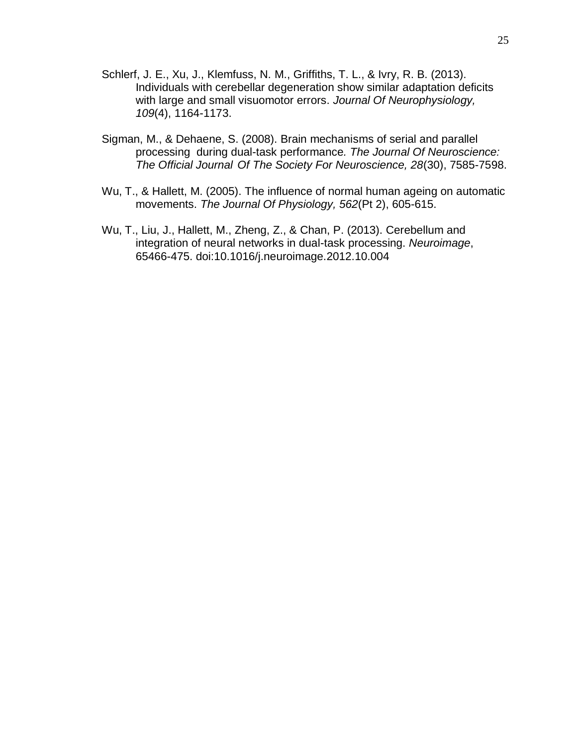Schlerf, J. E., Xu, J., Klemfuss, N. M., Griffiths, T. L., & Ivry, R. B. (2013). Individuals with cerebellar degeneration show similar adaptation deficits with large and small visuomotor errors. *Journal Of Neurophysiology, 109*(4), 1164-1173.

Sigman, M., & Dehaene, S. (2008). Brain mechanisms of serial and parallel processing during dual-task performance. *The Journal Of Neuroscience: The Official Journal Of The Society For Neuroscience, 28*(30), 7585-7598.

Wu, T., & Hallett, M. (2005). The influence of normal human ageing on automatic movements. *The Journal Of Physiology, 562*(Pt 2), 605-615.

Wu, T., Liu, J., Hallett, M., Zheng, Z., & Chan, P. (2013). Cerebellum and integration of neural networks in dual-task processing. *Neuroimage*, 65466-475. doi:10.1016/j.neuroimage.2012.10.004